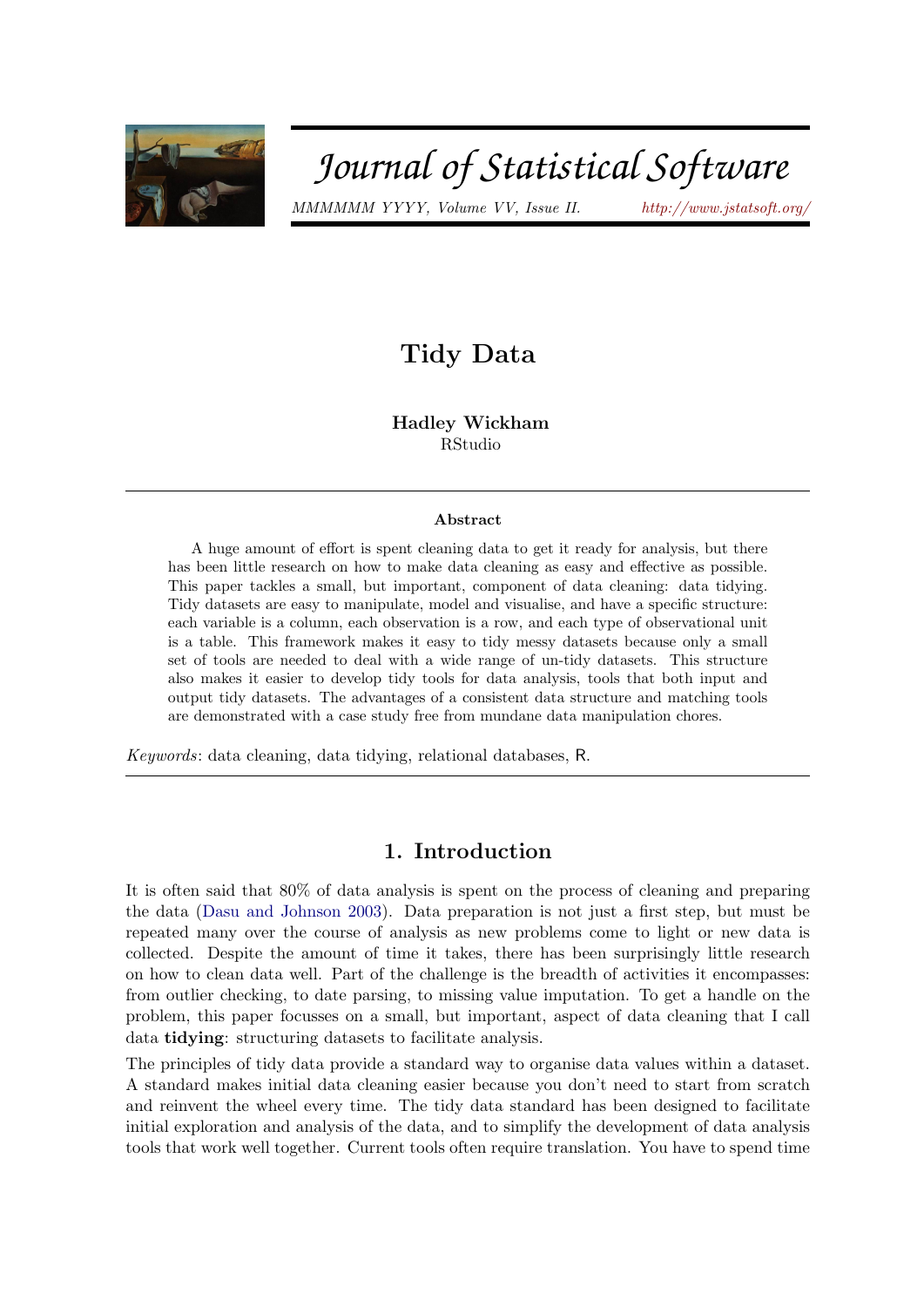# Tidy Data

**Hadley Wickham**
RStudio

---

**Abstract**

A huge amount of effort is spent cleaning data to get it ready for analysis, but there has been little research on how to make data cleaning as easy and effective as possible. This paper tackles a small, but important, component of data cleaning: data tidying. Tidy datasets are easy to manipulate, model and visualise, and have a specific structure: each variable is a column, each observation is a row, and each type of observational unit is a table. This framework makes it easy to tidy messy datasets because only a small set of tools are needed to deal with a wide range of un-tidy datasets. This structure also makes it easier to develop tidy tools for data analysis, tools that both input and output tidy datasets. The advantages of a consistent data structure and matching tools are demonstrated with a case study free from mundane data manipulation chores.

*Keywords*: data cleaning, data tidying, relational databases, R.

---

## 1. Introduction

It is often said that 80% of data analysis is spent on the process of cleaning and preparing the data (Dasu and Johnson 2003). Data preparation is not just a first step, but must be repeated many over the course of analysis as new problems come to light or new data is collected. Despite the amount of time it takes, there has been surprisingly little research on how to clean data well. Part of the challenge is the breadth of activities it encompasses: from outlier checking, to date parsing, to missing value imputation. To get a handle on the problem, this paper focusses on a small, but important, aspect of data cleaning that I call data **tidying**: structuring datasets to facilitate analysis.

The principles of tidy data provide a standard way to organise data values within a dataset. A standard makes initial data cleaning easier because you don't need to start from scratch and reinvent the wheel every time. The tidy data standard has been designed to facilitate initial exploration and analysis of the data, and to simplify the development of data analysis tools that work well together. Current tools often require translation. You have to spend time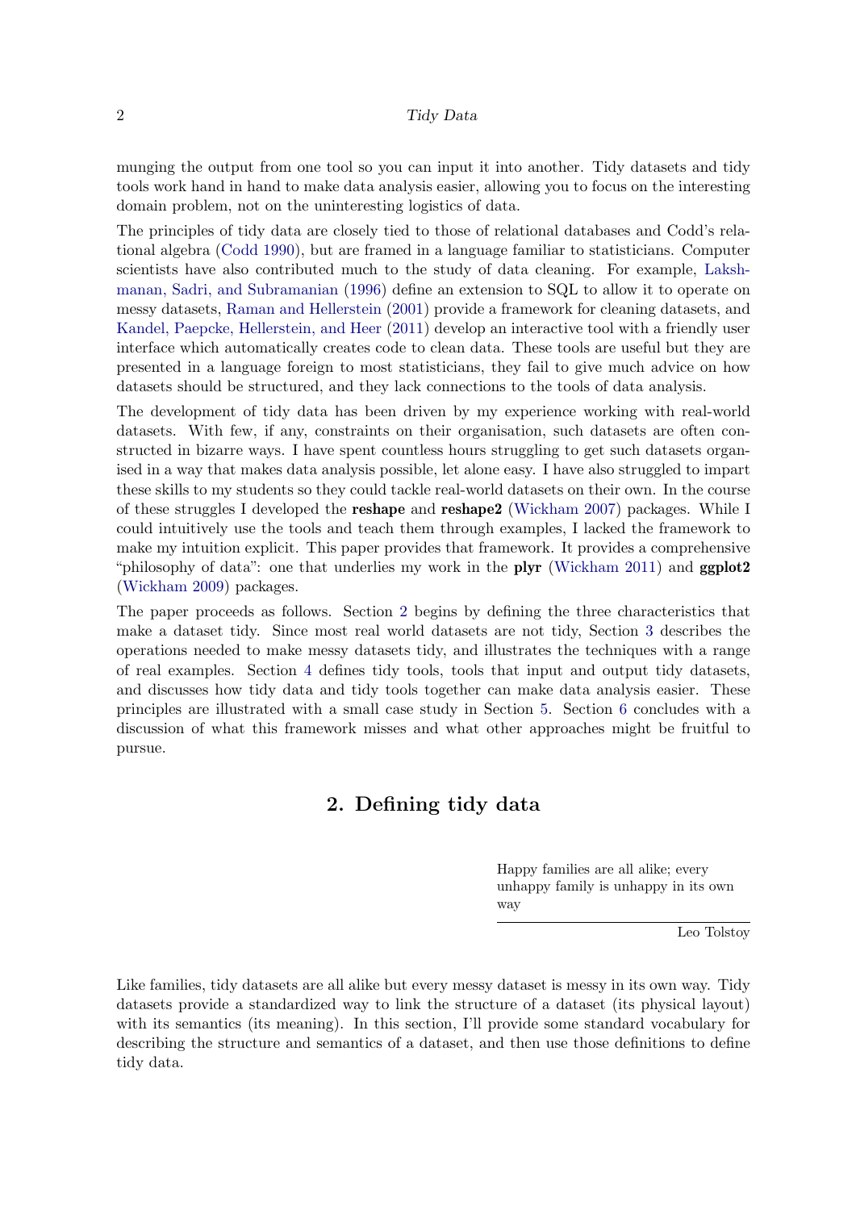munging the output from one tool so you can input it into another. Tidy datasets and tidy tools work hand in hand to make data analysis easier, allowing you to focus on the interesting domain problem, not on the uninteresting logistics of data.

The principles of tidy data are closely tied to those of relational databases and Codd's relational algebra (Codd 1990), but are framed in a language familiar to statisticians. Computer scientists have also contributed much to the study of data cleaning. For example, Lakshmanan, Sadri, and Subramanian (1996) define an extension to SQL to allow it to operate on messy datasets, Raman and Hellerstein (2001) provide a framework for cleaning datasets, and Kandel, Paepcke, Hellerstein, and Heer (2011) develop an interactive tool with a friendly user interface which automatically creates code to clean data. These tools are useful but they are presented in a language foreign to most statisticians, they fail to give much advice on how datasets should be structured, and they lack connections to the tools of data analysis.

The development of tidy data has been driven by my experience working with real-world datasets. With few, if any, constraints on their organisation, such datasets are often constructed in bizarre ways. I have spent countless hours struggling to get such datasets organised in a way that makes data analysis possible, let alone easy. I have also struggled to impart these skills to my students so they could tackle real-world datasets on their own. In the course of these struggles I developed the **reshape** and **reshape2** (Wickham 2007) packages. While I could intuitively use the tools and teach them through examples, I lacked the framework to make my intuition explicit. This paper provides that framework. It provides a comprehensive "philosophy of data": one that underlies my work in the **plyr** (Wickham 2011) and **ggplot2** (Wickham 2009) packages.

The paper proceeds as follows. Section 2 begins by defining the three characteristics that make a dataset tidy. Since most real world datasets are not tidy, Section 3 describes the operations needed to make messy datasets tidy, and illustrates the techniques with a range of real examples. Section 4 defines tidy tools, tools that input and output tidy datasets, and discusses how tidy data and tidy tools together can make data analysis easier. These principles are illustrated with a small case study in Section 5. Section 6 concludes with a discussion of what this framework misses and what other approaches might be fruitful to pursue.

## 2. Defining tidy data

> Happy families are all alike; every unhappy family is unhappy in its own way
>
> Leo Tolstoy

Like families, tidy datasets are all alike but every messy dataset is messy in its own way. Tidy datasets provide a standardized way to link the structure of a dataset (its physical layout) with its semantics (its meaning). In this section, I'll provide some standard vocabulary for describing the structure and semantics of a dataset, and then use those definitions to define tidy data.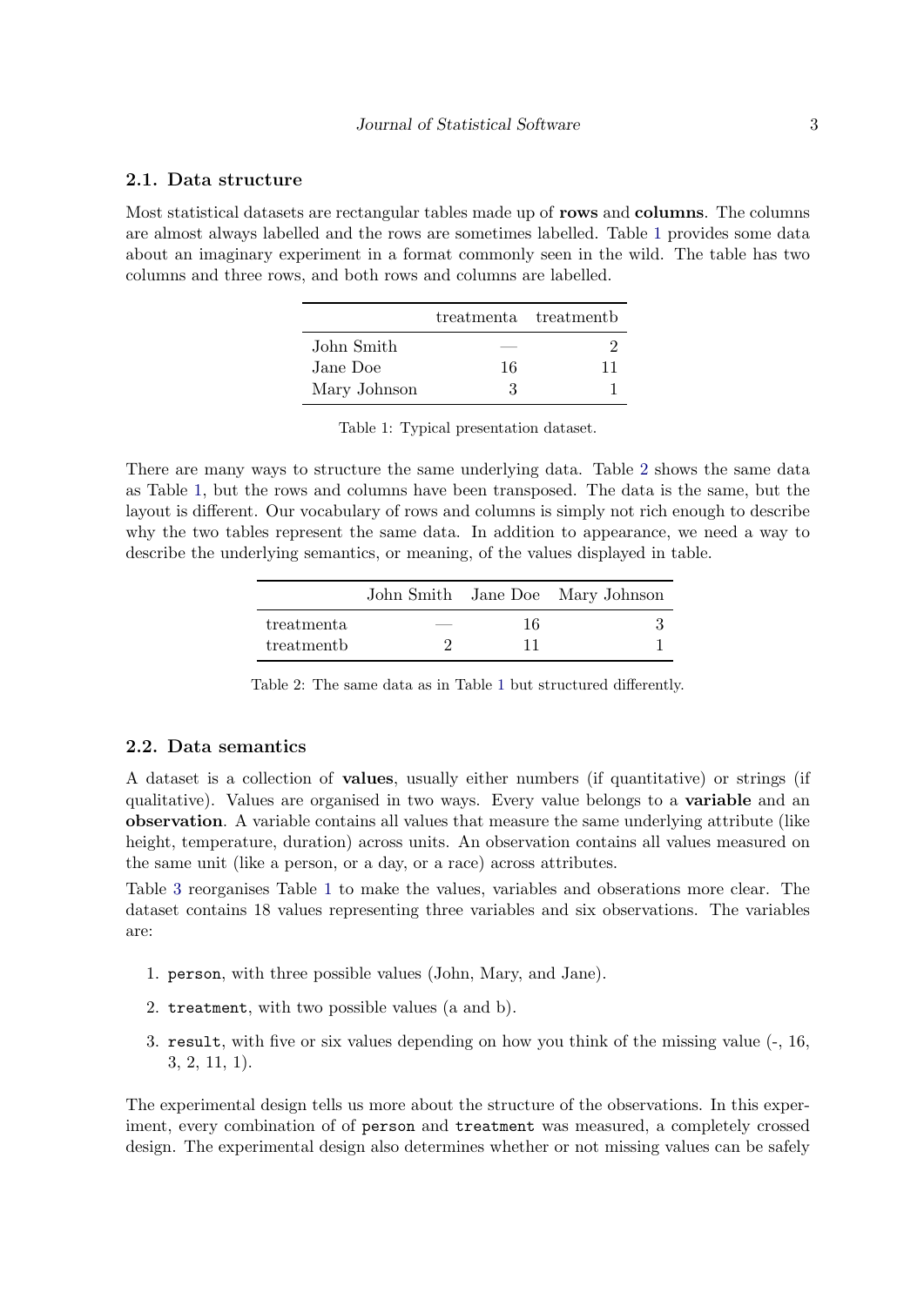### 2.1. Data structure

Most statistical datasets are rectangular tables made up of **rows** and **columns**. The columns are almost always labelled and the rows are sometimes labelled. Table 1 provides some data about an imaginary experiment in a format commonly seen in the wild. The table has two columns and three rows, and both rows and columns are labelled.

| | treatmenta | treatmentb |
|---|---|---|
| John Smith | — | 2 |
| Jane Doe | 16 | 11 |
| Mary Johnson | 3 | 1 |

Table 1: Typical presentation dataset.

There are many ways to structure the same underlying data. Table 2 shows the same data as Table 1, but the rows and columns have been transposed. The data is the same, but the layout is different. Our vocabulary of rows and columns is simply not rich enough to describe why the two tables represent the same data. In addition to appearance, we need a way to describe the underlying semantics, or meaning, of the values displayed in table.

| | John Smith | Jane Doe | Mary Johnson |
|---|---|---|---|
| treatmenta | — | 16 | 3 |
| treatmentb | 2 | 11 | 1 |

Table 2: The same data as in Table 1 but structured differently.

### 2.2. Data semantics

A dataset is a collection of **values**, usually either numbers (if quantitative) or strings (if qualitative). Values are organised in two ways. Every value belongs to a **variable** and an **observation**. A variable contains all values that measure the same underlying attribute (like height, temperature, duration) across units. An observation contains all values measured on the same unit (like a person, or a day, or a race) across attributes.

Table 3 reorganises Table 1 to make the values, variables and obserations more clear. The dataset contains 18 values representing three variables and six observations. The variables are:

1. `person`, with three possible values (John, Mary, and Jane).
2. `treatment`, with two possible values (a and b).
3. `result`, with five or six values depending on how you think of the missing value (-, 16, 3, 2, 11, 1).

The experimental design tells us more about the structure of the observations. In this experiment, every combination of of `person` and `treatment` was measured, a completely crossed design. The experimental design also determines whether or not missing values can be safely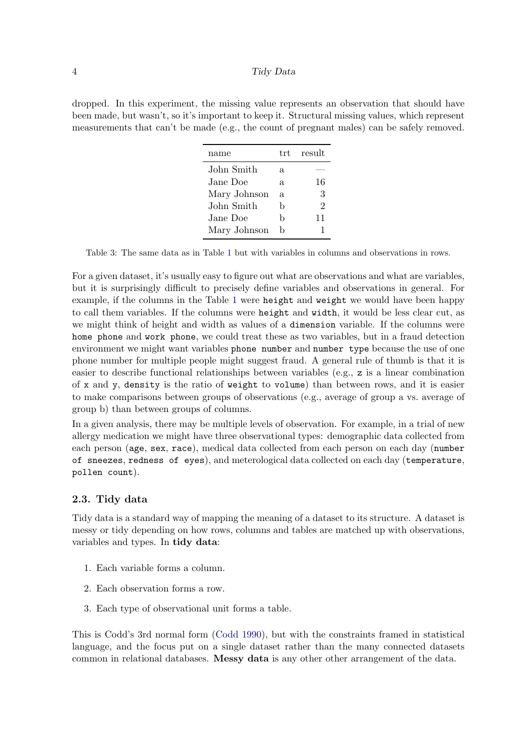dropped. In this experiment, the missing value represents an observation that should have been made, but wasn't, so it's important to keep it. Structural missing values, which represent measurements that can't be made (e.g., the count of pregnant males) can be safely removed.

| name | trt | result |
|---|---|---|
| John Smith | a | — |
| Jane Doe | a | 16 |
| Mary Johnson | a | 3 |
| John Smith | b | 2 |
| Jane Doe | b | 11 |
| Mary Johnson | b | 1 |

Table 3: The same data as in Table 1 but with variables in columns and observations in rows.

For a given dataset, it's usually easy to figure out what are observations and what are variables, but it is surprisingly difficult to precisely define variables and observations in general. For example, if the columns in the Table 1 were `height` and `weight` we would have been happy to call them variables. If the columns were `height` and `width`, it would be less clear cut, as we might think of height and width as values of a `dimension` variable. If the columns were `home phone` and `work phone`, we could treat these as two variables, but in a fraud detection environment we might want variables `phone number` and `number type` because the use of one phone number for multiple people might suggest fraud. A general rule of thumb is that it is easier to describe functional relationships between variables (e.g., `z` is a linear combination of `x` and `y`, `density` is the ratio of `weight` to `volume`) than between rows, and it is easier to make comparisons between groups of observations (e.g., average of group a vs. average of group b) than between groups of columns.

In a given analysis, there may be multiple levels of observation. For example, in a trial of new allergy medication we might have three observational types: demographic data collected from each person (`age`, `sex`, `race`), medical data collected from each person on each day (`number of sneezes`, `redness of eyes`), and meterological data collected on each day (`temperature`, `pollen count`).

### 2.3. Tidy data

Tidy data is a standard way of mapping the meaning of a dataset to its structure. A dataset is messy or tidy depending on how rows, columns and tables are matched up with observations, variables and types. In **tidy data**:

1. Each variable forms a column.
2. Each observation forms a row.
3. Each type of observational unit forms a table.

This is Codd's 3rd normal form (Codd 1990), but with the constraints framed in statistical language, and the focus put on a single dataset rather than the many connected datasets common in relational databases. **Messy data** is any other other arrangement of the data.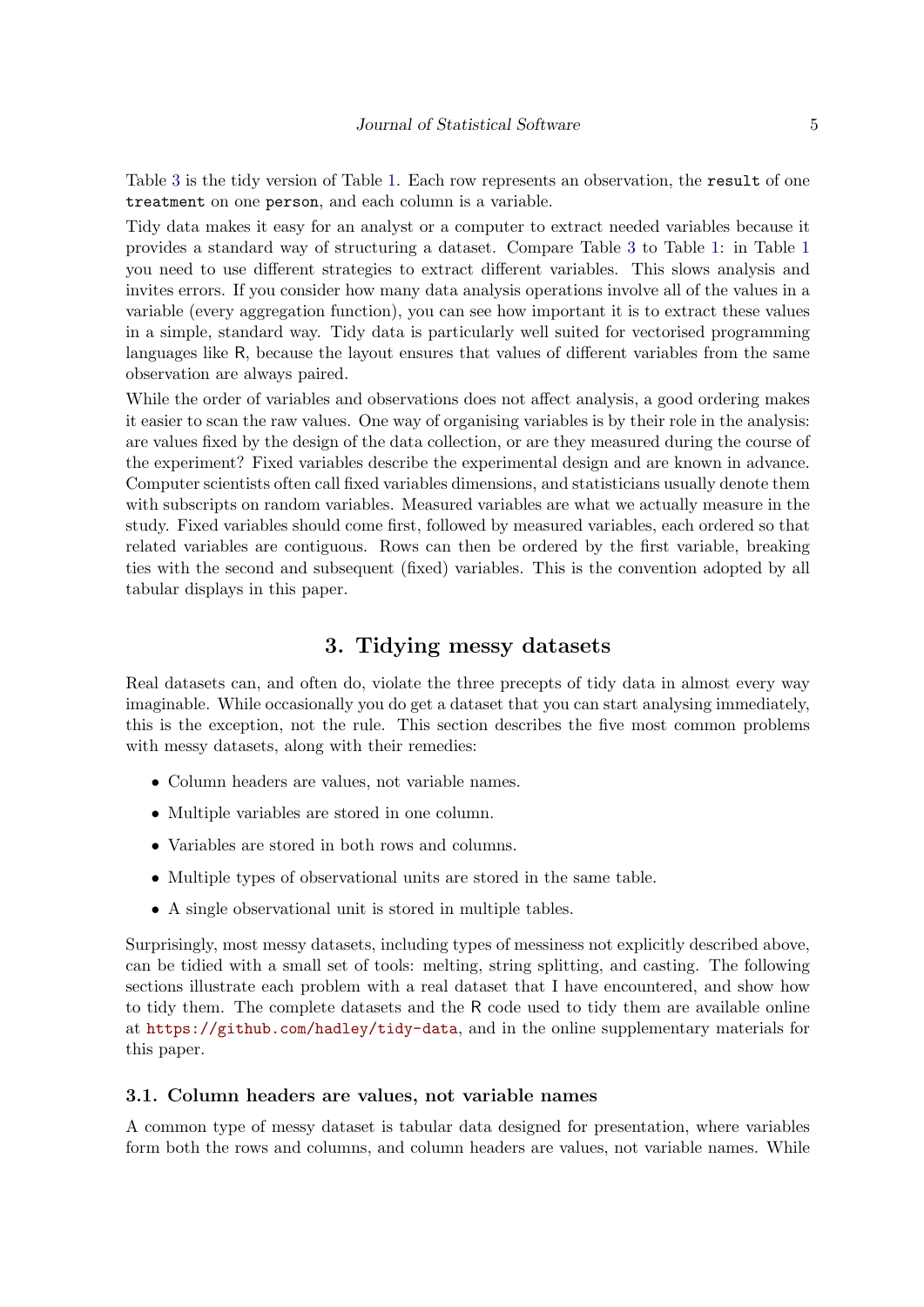Table 3 is the tidy version of Table 1. Each row represents an observation, the `result` of one `treatment` on one `person`, and each column is a variable.

Tidy data makes it easy for an analyst or a computer to extract needed variables because it provides a standard way of structuring a dataset. Compare Table 3 to Table 1: in Table 1 you need to use different strategies to extract different variables. This slows analysis and invites errors. If you consider how many data analysis operations involve all of the values in a variable (every aggregation function), you can see how important it is to extract these values in a simple, standard way. Tidy data is particularly well suited for vectorised programming languages like R, because the layout ensures that values of different variables from the same observation are always paired.

While the order of variables and observations does not affect analysis, a good ordering makes it easier to scan the raw values. One way of organising variables is by their role in the analysis: are values fixed by the design of the data collection, or are they measured during the course of the experiment? Fixed variables describe the experimental design and are known in advance. Computer scientists often call fixed variables dimensions, and statisticians usually denote them with subscripts on random variables. Measured variables are what we actually measure in the study. Fixed variables should come first, followed by measured variables, each ordered so that related variables are contiguous. Rows can then be ordered by the first variable, breaking ties with the second and subsequent (fixed) variables. This is the convention adopted by all tabular displays in this paper.

## 3. Tidying messy datasets

Real datasets can, and often do, violate the three precepts of tidy data in almost every way imaginable. While occasionally you do get a dataset that you can start analysing immediately, this is the exception, not the rule. This section describes the five most common problems with messy datasets, along with their remedies:

- Column headers are values, not variable names.
- Multiple variables are stored in one column.
- Variables are stored in both rows and columns.
- Multiple types of observational units are stored in the same table.
- A single observational unit is stored in multiple tables.

Surprisingly, most messy datasets, including types of messiness not explicitly described above, can be tidied with a small set of tools: melting, string splitting, and casting. The following sections illustrate each problem with a real dataset that I have encountered, and show how to tidy them. The complete datasets and the R code used to tidy them are available online at https://github.com/hadley/tidy-data, and in the online supplementary materials for this paper.

### 3.1. Column headers are values, not variable names

A common type of messy dataset is tabular data designed for presentation, where variables form both the rows and columns, and column headers are values, not variable names. While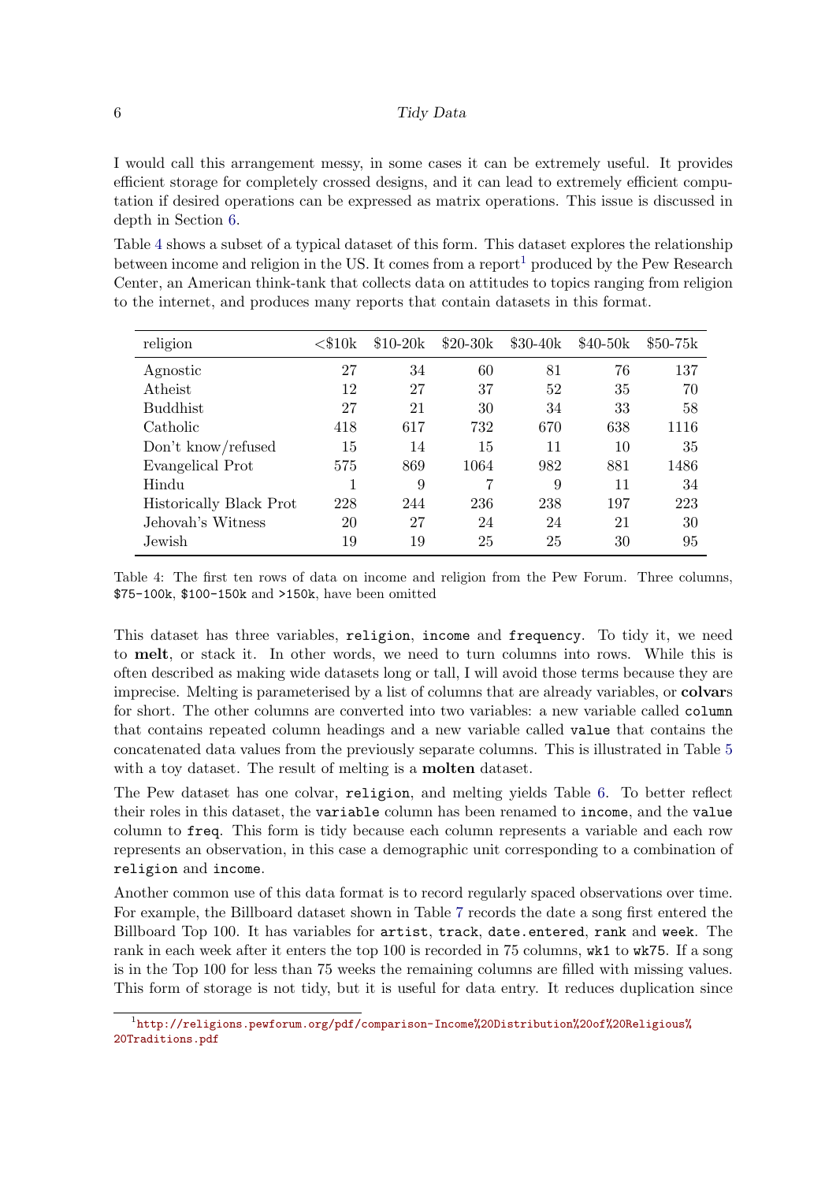I would call this arrangement messy, in some cases it can be extremely useful. It provides efficient storage for completely crossed designs, and it can lead to extremely efficient computation if desired operations can be expressed as matrix operations. This issue is discussed in depth in Section 6.

Table 4 shows a subset of a typical dataset of this form. This dataset explores the relationship between income and religion in the US. It comes from a report[1] produced by the Pew Research Center, an American think-tank that collects data on attitudes to topics ranging from religion to the internet, and produces many reports that contain datasets in this format.

| religion | <$10k | $10-20k | $20-30k | $30-40k | $40-50k | $50-75k |
|---|---|---|---|---|---|---|
| Agnostic | 27 | 34 | 60 | 81 | 76 | 137 |
| Atheist | 12 | 27 | 37 | 52 | 35 | 70 |
| Buddhist | 27 | 21 | 30 | 34 | 33 | 58 |
| Catholic | 418 | 617 | 732 | 670 | 638 | 1116 |
| Don't know/refused | 15 | 14 | 15 | 11 | 10 | 35 |
| Evangelical Prot | 575 | 869 | 1064 | 982 | 881 | 1486 |
| Hindu | 1 | 9 | 7 | 9 | 11 | 34 |
| Historically Black Prot | 228 | 244 | 236 | 238 | 197 | 223 |
| Jehovah's Witness | 20 | 27 | 24 | 24 | 21 | 30 |
| Jewish | 19 | 19 | 25 | 25 | 30 | 95 |

Table 4: The first ten rows of data on income and religion from the Pew Forum. Three columns, `$75-100k`, `$100-150k` and `>150k`, have been omitted

This dataset has three variables, `religion`, `income` and `frequency`. To tidy it, we need to **melt**, or stack it. In other words, we need to turn columns into rows. While this is often described as making wide datasets long or tall, I will avoid those terms because they are imprecise. Melting is parameterised by a list of columns that are already variables, or **colvar**s for short. The other columns are converted into two variables: a new variable called `column` that contains repeated column headings and a new variable called `value` that contains the concatenated data values from the previously separate columns. This is illustrated in Table 5 with a toy dataset. The result of melting is a **molten** dataset.

The Pew dataset has one colvar, `religion`, and melting yields Table 6. To better reflect their roles in this dataset, the `variable` column has been renamed to `income`, and the `value` column to `freq`. This form is tidy because each column represents a variable and each row represents an observation, in this case a demographic unit corresponding to a combination of `religion` and `income`.

Another common use of this data format is to record regularly spaced observations over time. For example, the Billboard dataset shown in Table 7 records the date a song first entered the Billboard Top 100. It has variables for `artist`, `track`, `date.entered`, `rank` and `week`. The rank in each week after it enters the top 100 is recorded in 75 columns, `wk1` to `wk75`. If a song is in the Top 100 for less than 75 weeks the remaining columns are filled with missing values. This form of storage is not tidy, but it is useful for data entry. It reduces duplication since

[1] http://religions.pewforum.org/pdf/comparison-Income%20Distribution%20of%20Religious%20Traditions.pdf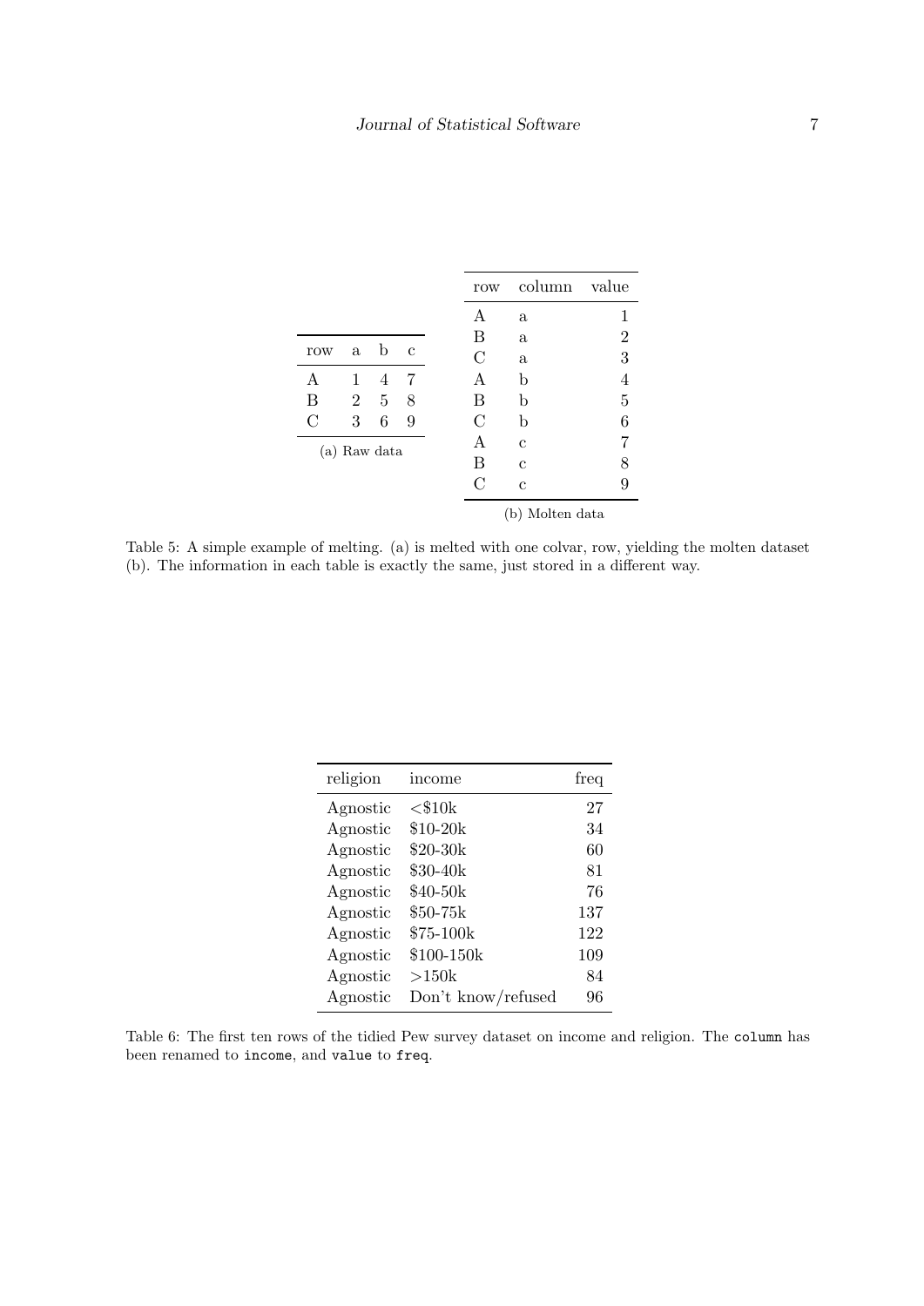| row | a | b | c |
|---|---|---|---|
| A | 1 | 4 | 7 |
| B | 2 | 5 | 8 |
| C | 3 | 6 | 9 |

(a) Raw data

| row | column | value |
|---|---|---|
| A | a | 1 |
| B | a | 2 |
| C | a | 3 |
| A | b | 4 |
| B | b | 5 |
| C | b | 6 |
| A | c | 7 |
| B | c | 8 |
| C | c | 9 |

(b) Molten data

Table 5: A simple example of melting. (a) is melted with one colvar, row, yielding the molten dataset (b). The information in each table is exactly the same, just stored in a different way.

| religion | income | freq |
|---|---|---|
| Agnostic | <$10k | 27 |
| Agnostic | $10-20k | 34 |
| Agnostic | $20-30k | 60 |
| Agnostic | $30-40k | 81 |
| Agnostic | $40-50k | 76 |
| Agnostic | $50-75k | 137 |
| Agnostic | $75-100k | 122 |
| Agnostic | $100-150k | 109 |
| Agnostic | >150k | 84 |
| Agnostic | Don't know/refused | 96 |

Table 6: The first ten rows of the tidied Pew survey dataset on income and religion. The `column` has been renamed to `income`, and `value` to `freq`.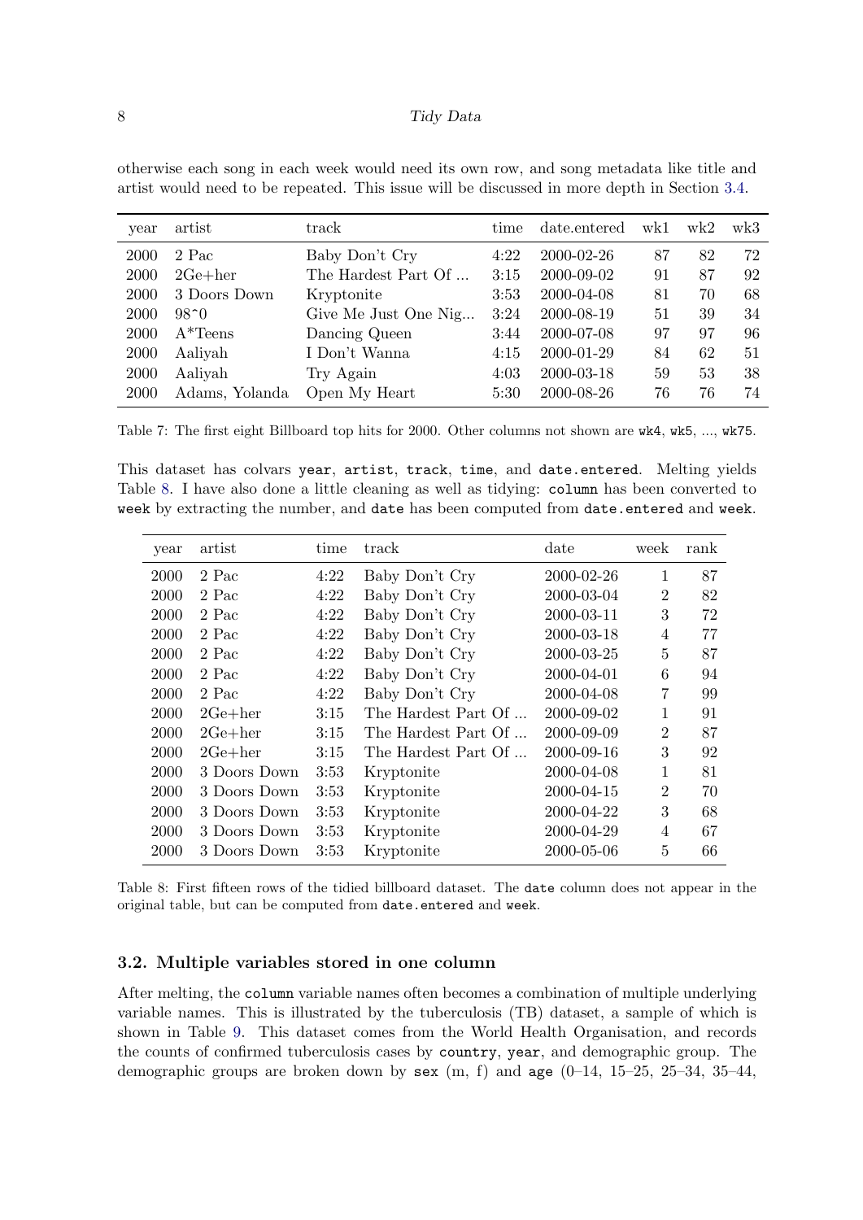otherwise each song in each week would need its own row, and song metadata like title and artist would need to be repeated. This issue will be discussed in more depth in Section 3.4.

| year | artist | track | time | date.entered | wk1 | wk2 | wk3 |
|---|---|---|---|---|---|---|---|
| 2000 | 2 Pac | Baby Don't Cry | 4:22 | 2000-02-26 | 87 | 82 | 72 |
| 2000 | 2Ge+her | The Hardest Part Of ... | 3:15 | 2000-09-02 | 91 | 87 | 92 |
| 2000 | 3 Doors Down | Kryptonite | 3:53 | 2000-04-08 | 81 | 70 | 68 |
| 2000 | 98^0 | Give Me Just One Nig... | 3:24 | 2000-08-19 | 51 | 39 | 34 |
| 2000 | A*Teens | Dancing Queen | 3:44 | 2000-07-08 | 97 | 97 | 96 |
| 2000 | Aaliyah | I Don't Wanna | 4:15 | 2000-01-29 | 84 | 62 | 51 |
| 2000 | Aaliyah | Try Again | 4:03 | 2000-03-18 | 59 | 53 | 38 |
| 2000 | Adams, Yolanda | Open My Heart | 5:30 | 2000-08-26 | 76 | 76 | 74 |

Table 7: The first eight Billboard top hits for 2000. Other columns not shown are `wk4`, `wk5`, ..., `wk75`.

This dataset has colvars `year`, `artist`, `track`, `time`, and `date.entered`. Melting yields Table 8. I have also done a little cleaning as well as tidying: `column` has been converted to `week` by extracting the number, and `date` has been computed from `date.entered` and `week`.

| year | artist | time | track | date | week | rank |
|---|---|---|---|---|---|---|
| 2000 | 2 Pac | 4:22 | Baby Don't Cry | 2000-02-26 | 1 | 87 |
| 2000 | 2 Pac | 4:22 | Baby Don't Cry | 2000-03-04 | 2 | 82 |
| 2000 | 2 Pac | 4:22 | Baby Don't Cry | 2000-03-11 | 3 | 72 |
| 2000 | 2 Pac | 4:22 | Baby Don't Cry | 2000-03-18 | 4 | 77 |
| 2000 | 2 Pac | 4:22 | Baby Don't Cry | 2000-03-25 | 5 | 87 |
| 2000 | 2 Pac | 4:22 | Baby Don't Cry | 2000-04-01 | 6 | 94 |
| 2000 | 2 Pac | 4:22 | Baby Don't Cry | 2000-04-08 | 7 | 99 |
| 2000 | 2Ge+her | 3:15 | The Hardest Part Of ... | 2000-09-02 | 1 | 91 |
| 2000 | 2Ge+her | 3:15 | The Hardest Part Of ... | 2000-09-09 | 2 | 87 |
| 2000 | 2Ge+her | 3:15 | The Hardest Part Of ... | 2000-09-16 | 3 | 92 |
| 2000 | 3 Doors Down | 3:53 | Kryptonite | 2000-04-08 | 1 | 81 |
| 2000 | 3 Doors Down | 3:53 | Kryptonite | 2000-04-15 | 2 | 70 |
| 2000 | 3 Doors Down | 3:53 | Kryptonite | 2000-04-22 | 3 | 68 |
| 2000 | 3 Doors Down | 3:53 | Kryptonite | 2000-04-29 | 4 | 67 |
| 2000 | 3 Doors Down | 3:53 | Kryptonite | 2000-05-06 | 5 | 66 |

Table 8: First fifteen rows of the tidied billboard dataset. The `date` column does not appear in the original table, but can be computed from `date.entered` and `week`.

### 3.2. Multiple variables stored in one column

After melting, the `column` variable names often becomes a combination of multiple underlying variable names. This is illustrated by the tuberculosis (TB) dataset, a sample of which is shown in Table 9. This dataset comes from the World Health Organisation, and records the counts of confirmed tuberculosis cases by `country`, `year`, and demographic group. The demographic groups are broken down by `sex` (m, f) and `age` (0–14, 15–25, 25–34, 35–44,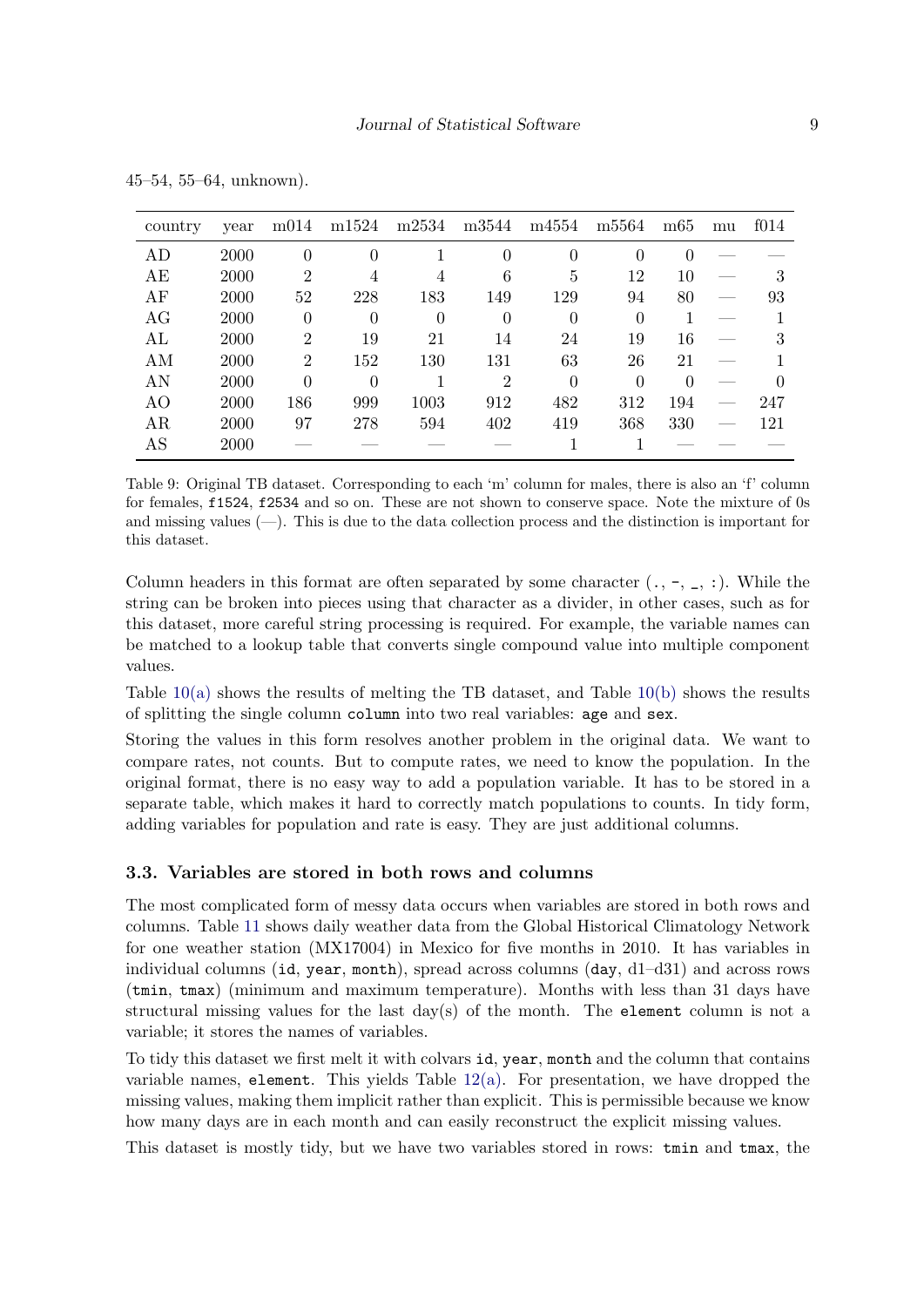45–54, 55–64, unknown).

| country | year | m014 | m1524 | m2534 | m3544 | m4554 | m5564 | m65 | mu | f014 |
|---|---|---|---|---|---|---|---|---|---|---|
| AD | 2000 | 0 | 0 | 1 | 0 | 0 | 0 | 0 | — | — |
| AE | 2000 | 2 | 4 | 4 | 6 | 5 | 12 | 10 | — | 3 |
| AF | 2000 | 52 | 228 | 183 | 149 | 129 | 94 | 80 | — | 93 |
| AG | 2000 | 0 | 0 | 0 | 0 | 0 | 0 | 1 | — | 1 |
| AL | 2000 | 2 | 19 | 21 | 14 | 24 | 19 | 16 | — | 3 |
| AM | 2000 | 2 | 152 | 130 | 131 | 63 | 26 | 21 | — | 1 |
| AN | 2000 | 0 | 0 | 1 | 2 | 0 | 0 | 0 | — | 0 |
| AO | 2000 | 186 | 999 | 1003 | 912 | 482 | 312 | 194 | — | 247 |
| AR | 2000 | 97 | 278 | 594 | 402 | 419 | 368 | 330 | — | 121 |
| AS | 2000 | — | — | — | — | 1 | 1 | — | — | — |

Table 9: Original TB dataset. Corresponding to each 'm' column for males, there is also an 'f' column for females, f1524, f2534 and so on. These are not shown to conserve space. Note the mixture of 0s and missing values (—). This is due to the data collection process and the distinction is important for this dataset.

Column headers in this format are often separated by some character (., -, _, :). While the string can be broken into pieces using that character as a divider, in other cases, such as for this dataset, more careful string processing is required. For example, the variable names can be matched to a lookup table that converts single compound value into multiple component values.

Table 10(a) shows the results of melting the TB dataset, and Table 10(b) shows the results of splitting the single column column into two real variables: age and sex.

Storing the values in this form resolves another problem in the original data. We want to compare rates, not counts. But to compute rates, we need to know the population. In the original format, there is no easy way to add a population variable. It has to be stored in a separate table, which makes it hard to correctly match populations to counts. In tidy form, adding variables for population and rate is easy. They are just additional columns.

### 3.3. Variables are stored in both rows and columns

The most complicated form of messy data occurs when variables are stored in both rows and columns. Table 11 shows daily weather data from the Global Historical Climatology Network for one weather station (MX17004) in Mexico for five months in 2010. It has variables in individual columns (id, year, month), spread across columns (day, d1–d31) and across rows (tmin, tmax) (minimum and maximum temperature). Months with less than 31 days have structural missing values for the last day(s) of the month. The element column is not a variable; it stores the names of variables.

To tidy this dataset we first melt it with colvars id, year, month and the column that contains variable names, element. This yields Table 12(a). For presentation, we have dropped the missing values, making them implicit rather than explicit. This is permissible because we know how many days are in each month and can easily reconstruct the explicit missing values.

This dataset is mostly tidy, but we have two variables stored in rows: tmin and tmax, the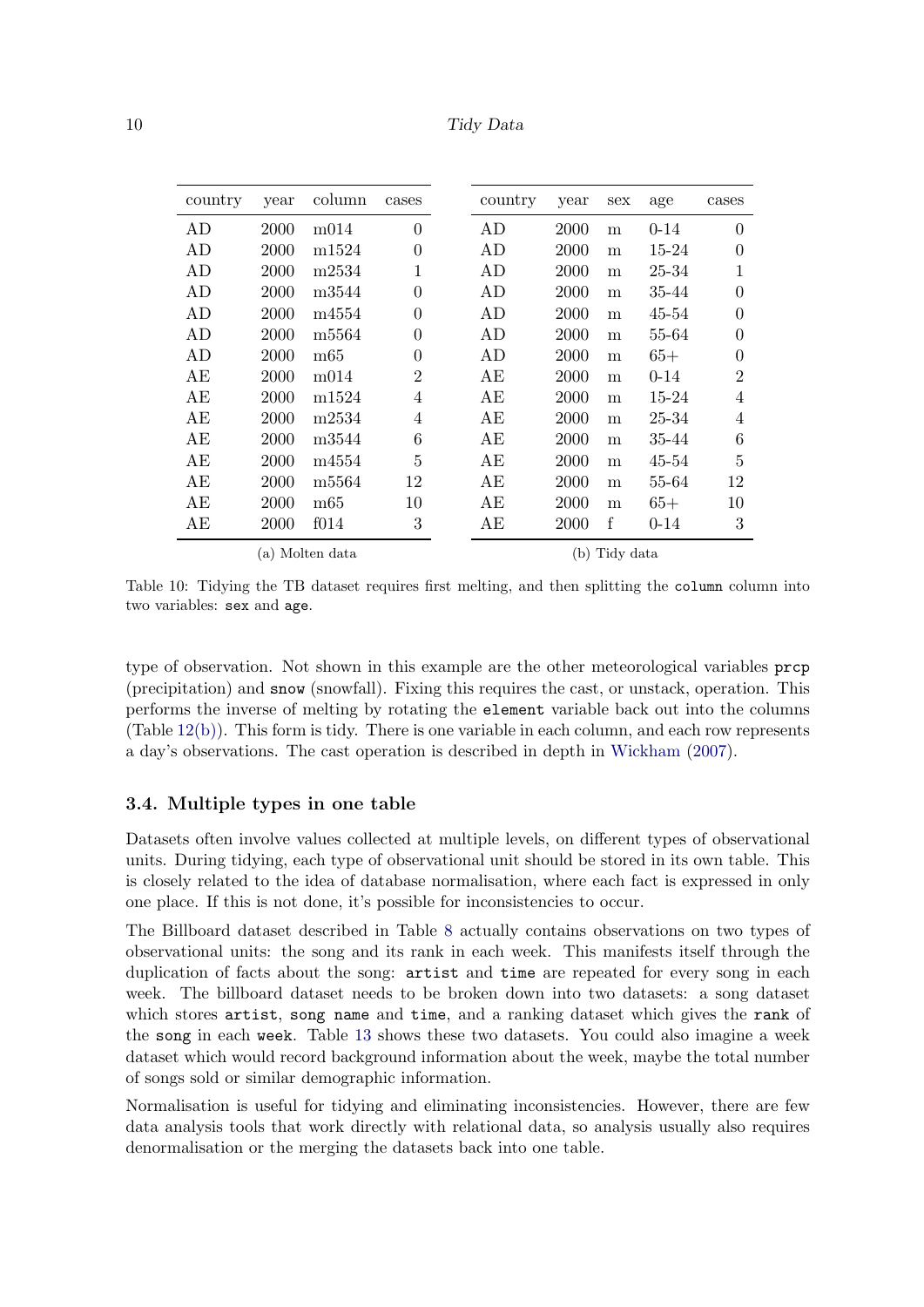| country | year | column | cases |
|---|---|---|---|
| AD | 2000 | m014 | 0 |
| AD | 2000 | m1524 | 0 |
| AD | 2000 | m2534 | 1 |
| AD | 2000 | m3544 | 0 |
| AD | 2000 | m4554 | 0 |
| AD | 2000 | m5564 | 0 |
| AD | 2000 | m65 | 0 |
| AE | 2000 | m014 | 2 |
| AE | 2000 | m1524 | 4 |
| AE | 2000 | m2534 | 4 |
| AE | 2000 | m3544 | 6 |
| AE | 2000 | m4554 | 5 |
| AE | 2000 | m5564 | 12 |
| AE | 2000 | m65 | 10 |
| AE | 2000 | f014 | 3 |

(a) Molten data

| country | year | sex | age | cases |
|---|---|---|---|---|
| AD | 2000 | m | 0-14 | 0 |
| AD | 2000 | m | 15-24 | 0 |
| AD | 2000 | m | 25-34 | 1 |
| AD | 2000 | m | 35-44 | 0 |
| AD | 2000 | m | 45-54 | 0 |
| AD | 2000 | m | 55-64 | 0 |
| AD | 2000 | m | 65+ | 0 |
| AE | 2000 | m | 0-14 | 2 |
| AE | 2000 | m | 15-24 | 4 |
| AE | 2000 | m | 25-34 | 4 |
| AE | 2000 | m | 35-44 | 6 |
| AE | 2000 | m | 45-54 | 5 |
| AE | 2000 | m | 55-64 | 12 |
| AE | 2000 | m | 65+ | 10 |
| AE | 2000 | f | 0-14 | 3 |

(b) Tidy data

Table 10: Tidying the TB dataset requires first melting, and then splitting the `column` column into two variables: `sex` and `age`.

type of observation. Not shown in this example are the other meteorological variables `prcp` (precipitation) and `snow` (snowfall). Fixing this requires the cast, or unstack, operation. This performs the inverse of melting by rotating the `element` variable back out into the columns (Table 12(b)). This form is tidy. There is one variable in each column, and each row represents a day's observations. The cast operation is described in depth in Wickham (2007).

### 3.4. Multiple types in one table

Datasets often involve values collected at multiple levels, on different types of observational units. During tidying, each type of observational unit should be stored in its own table. This is closely related to the idea of database normalisation, where each fact is expressed in only one place. If this is not done, it's possible for inconsistencies to occur.

The Billboard dataset described in Table 8 actually contains observations on two types of observational units: the song and its rank in each week. This manifests itself through the duplication of facts about the song: `artist` and `time` are repeated for every song in each week. The billboard dataset needs to be broken down into two datasets: a song dataset which stores `artist`, `song name` and `time`, and a ranking dataset which gives the `rank` of the `song` in each `week`. Table 13 shows these two datasets. You could also imagine a week dataset which would record background information about the week, maybe the total number of songs sold or similar demographic information.

Normalisation is useful for tidying and eliminating inconsistencies. However, there are few data analysis tools that work directly with relational data, so analysis usually also requires denormalisation or the merging the datasets back into one table.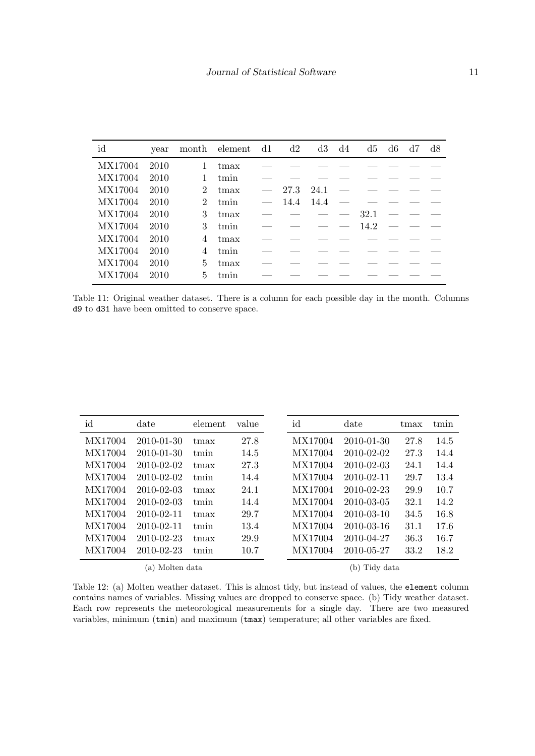| id | year | month | element | d1 | d2 | d3 | d4 | d5 | d6 | d7 | d8 |
|---|---|---|---|---|---|---|---|---|---|---|---|
| MX17004 | 2010 | 1 | tmax | — | — | — | — | — | — | — | — |
| MX17004 | 2010 | 1 | tmin | — | — | — | — | — | — | — | — |
| MX17004 | 2010 | 2 | tmax | — | 27.3 | 24.1 | — | — | — | — | — |
| MX17004 | 2010 | 2 | tmin | — | 14.4 | 14.4 | — | — | — | — | — |
| MX17004 | 2010 | 3 | tmax | — | — | — | — | 32.1 | — | — | — |
| MX17004 | 2010 | 3 | tmin | — | — | — | — | 14.2 | — | — | — |
| MX17004 | 2010 | 4 | tmax | — | — | — | — | — | — | — | — |
| MX17004 | 2010 | 4 | tmin | — | — | — | — | — | — | — | — |
| MX17004 | 2010 | 5 | tmax | — | — | — | — | — | — | — | — |
| MX17004 | 2010 | 5 | tmin | — | — | — | — | — | — | — | — |

Table 11: Original weather dataset. There is a column for each possible day in the month. Columns d9 to d31 have been omitted to conserve space.

| id | date | element | value |
|---|---|---|---|
| MX17004 | 2010-01-30 | tmax | 27.8 |
| MX17004 | 2010-01-30 | tmin | 14.5 |
| MX17004 | 2010-02-02 | tmax | 27.3 |
| MX17004 | 2010-02-02 | tmin | 14.4 |
| MX17004 | 2010-02-03 | tmax | 24.1 |
| MX17004 | 2010-02-03 | tmin | 14.4 |
| MX17004 | 2010-02-11 | tmax | 29.7 |
| MX17004 | 2010-02-11 | tmin | 13.4 |
| MX17004 | 2010-02-23 | tmax | 29.9 |
| MX17004 | 2010-02-23 | tmin | 10.7 |

(a) Molten data

| id | date | tmax | tmin |
|---|---|---|---|
| MX17004 | 2010-01-30 | 27.8 | 14.5 |
| MX17004 | 2010-02-02 | 27.3 | 14.4 |
| MX17004 | 2010-02-03 | 24.1 | 14.4 |
| MX17004 | 2010-02-11 | 29.7 | 13.4 |
| MX17004 | 2010-02-23 | 29.9 | 10.7 |
| MX17004 | 2010-03-05 | 32.1 | 14.2 |
| MX17004 | 2010-03-10 | 34.5 | 16.8 |
| MX17004 | 2010-03-16 | 31.1 | 17.6 |
| MX17004 | 2010-04-27 | 36.3 | 16.7 |
| MX17004 | 2010-05-27 | 33.2 | 18.2 |

(b) Tidy data

Table 12: (a) Molten weather dataset. This is almost tidy, but instead of values, the element column contains names of variables. Missing values are dropped to conserve space. (b) Tidy weather dataset. Each row represents the meteorological measurements for a single day. There are two measured variables, minimum (tmin) and maximum (tmax) temperature; all other variables are fixed.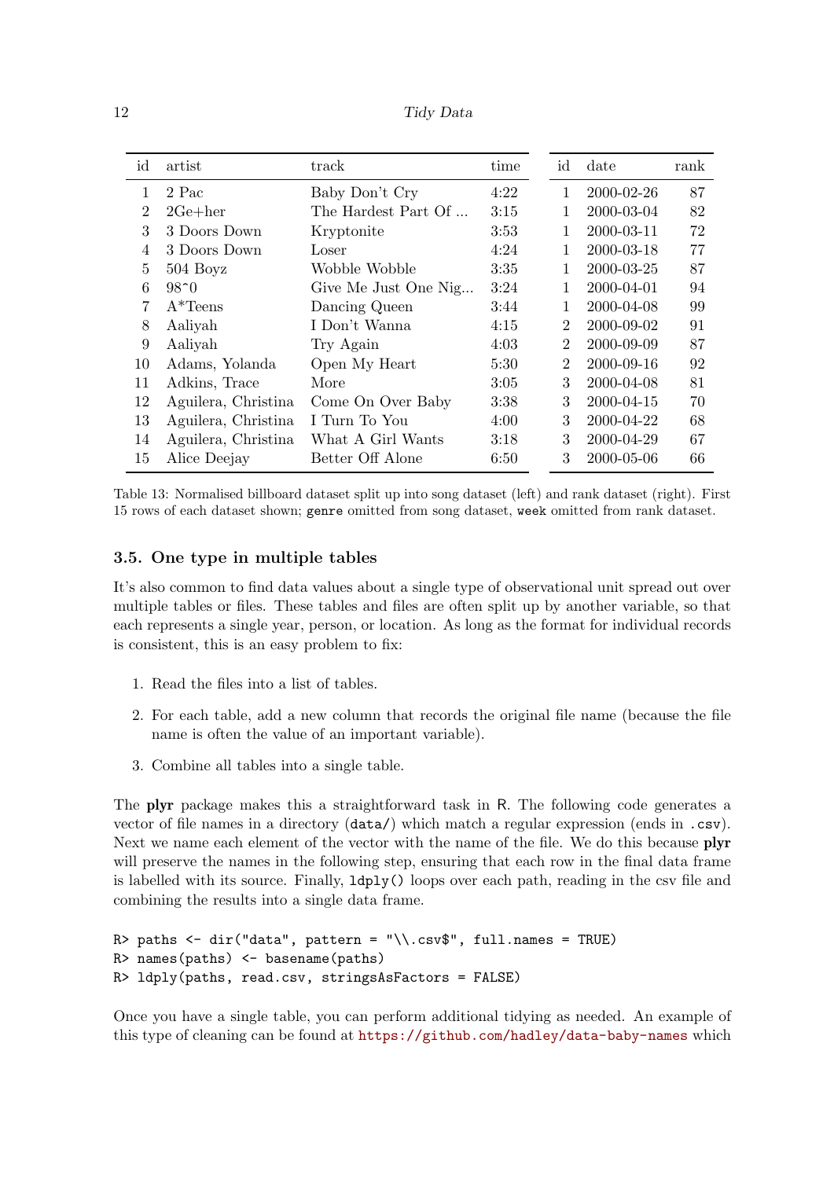| id | artist | track | time |
|---|---|---|---|
| 1 | 2 Pac | Baby Don't Cry | 4:22 |
| 2 | 2Ge+her | The Hardest Part Of ... | 3:15 |
| 3 | 3 Doors Down | Kryptonite | 3:53 |
| 4 | 3 Doors Down | Loser | 4:24 |
| 5 | 504 Boyz | Wobble Wobble | 3:35 |
| 6 | 98^0 | Give Me Just One Nig... | 3:24 |
| 7 | A*Teens | Dancing Queen | 3:44 |
| 8 | Aaliyah | I Don't Wanna | 4:15 |
| 9 | Aaliyah | Try Again | 4:03 |
| 10 | Adams, Yolanda | Open My Heart | 5:30 |
| 11 | Adkins, Trace | More | 3:05 |
| 12 | Aguilera, Christina | Come On Over Baby | 3:38 |
| 13 | Aguilera, Christina | I Turn To You | 4:00 |
| 14 | Aguilera, Christina | What A Girl Wants | 3:18 |
| 15 | Alice Deejay | Better Off Alone | 6:50 |

| id | date | rank |
|---|---|---|
| 1 | 2000-02-26 | 87 |
| 1 | 2000-03-04 | 82 |
| 1 | 2000-03-11 | 72 |
| 1 | 2000-03-18 | 77 |
| 1 | 2000-03-25 | 87 |
| 1 | 2000-04-01 | 94 |
| 1 | 2000-04-08 | 99 |
| 2 | 2000-09-02 | 91 |
| 2 | 2000-09-09 | 87 |
| 2 | 2000-09-16 | 92 |
| 3 | 2000-04-08 | 81 |
| 3 | 2000-04-15 | 70 |
| 3 | 2000-04-22 | 68 |
| 3 | 2000-04-29 | 67 |
| 3 | 2000-05-06 | 66 |

Table 13: Normalised billboard dataset split up into song dataset (left) and rank dataset (right). First 15 rows of each dataset shown; `genre` omitted from song dataset, `week` omitted from rank dataset.

### 3.5. One type in multiple tables

It's also common to find data values about a single type of observational unit spread out over multiple tables or files. These tables and files are often split up by another variable, so that each represents a single year, person, or location. As long as the format for individual records is consistent, this is an easy problem to fix:

1. Read the files into a list of tables.

2. For each table, add a new column that records the original file name (because the file name is often the value of an important variable).

3. Combine all tables into a single table.

The **plyr** package makes this a straightforward task in R. The following code generates a vector of file names in a directory (`data/`) which match a regular expression (ends in `.csv`). Next we name each element of the vector with the name of the file. We do this because **plyr** will preserve the names in the following step, ensuring that each row in the final data frame is labelled with its source. Finally, `ldply()` loops over each path, reading in the csv file and combining the results into a single data frame.

```
R> paths <- dir("data", pattern = "\\.csv$", full.names = TRUE)
R> names(paths) <- basename(paths)
R> ldply(paths, read.csv, stringsAsFactors = FALSE)
```

Once you have a single table, you can perform additional tidying as needed. An example of this type of cleaning can be found at https://github.com/hadley/data-baby-names which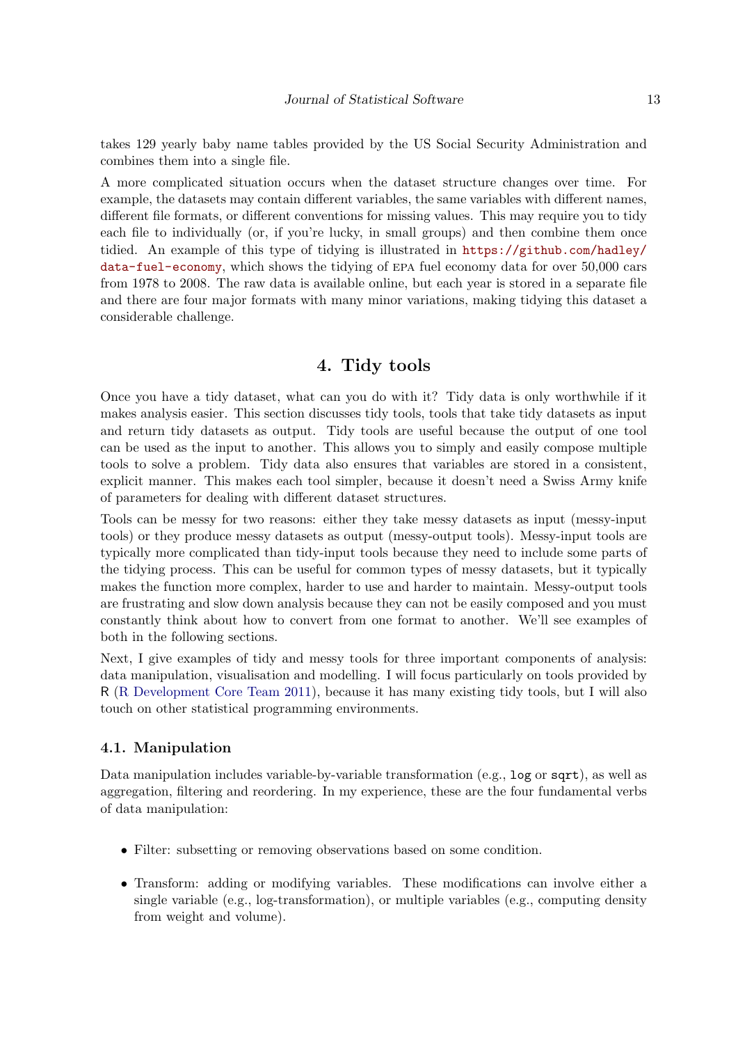takes 129 yearly baby name tables provided by the US Social Security Administration and combines them into a single file.

A more complicated situation occurs when the dataset structure changes over time. For example, the datasets may contain different variables, the same variables with different names, different file formats, or different conventions for missing values. This may require you to tidy each file to individually (or, if you're lucky, in small groups) and then combine them once tidied. An example of this type of tidying is illustrated in `https://github.com/hadley/data-fuel-economy`, which shows the tidying of EPA fuel economy data for over 50,000 cars from 1978 to 2008. The raw data is available online, but each year is stored in a separate file and there are four major formats with many minor variations, making tidying this dataset a considerable challenge.

# 4. Tidy tools

Once you have a tidy dataset, what can you do with it? Tidy data is only worthwhile if it makes analysis easier. This section discusses tidy tools, tools that take tidy datasets as input and return tidy datasets as output. Tidy tools are useful because the output of one tool can be used as the input to another. This allows you to simply and easily compose multiple tools to solve a problem. Tidy data also ensures that variables are stored in a consistent, explicit manner. This makes each tool simpler, because it doesn't need a Swiss Army knife of parameters for dealing with different dataset structures.

Tools can be messy for two reasons: either they take messy datasets as input (messy-input tools) or they produce messy datasets as output (messy-output tools). Messy-input tools are typically more complicated than tidy-input tools because they need to include some parts of the tidying process. This can be useful for common types of messy datasets, but it typically makes the function more complex, harder to use and harder to maintain. Messy-output tools are frustrating and slow down analysis because they can not be easily composed and you must constantly think about how to convert from one format to another. We'll see examples of both in the following sections.

Next, I give examples of tidy and messy tools for three important components of analysis: data manipulation, visualisation and modelling. I will focus particularly on tools provided by R (R Development Core Team 2011), because it has many existing tidy tools, but I will also touch on other statistical programming environments.

## 4.1. Manipulation

Data manipulation includes variable-by-variable transformation (e.g., `log` or `sqrt`), as well as aggregation, filtering and reordering. In my experience, these are the four fundamental verbs of data manipulation:

- Filter: subsetting or removing observations based on some condition.
- Transform: adding or modifying variables. These modifications can involve either a single variable (e.g., log-transformation), or multiple variables (e.g., computing density from weight and volume).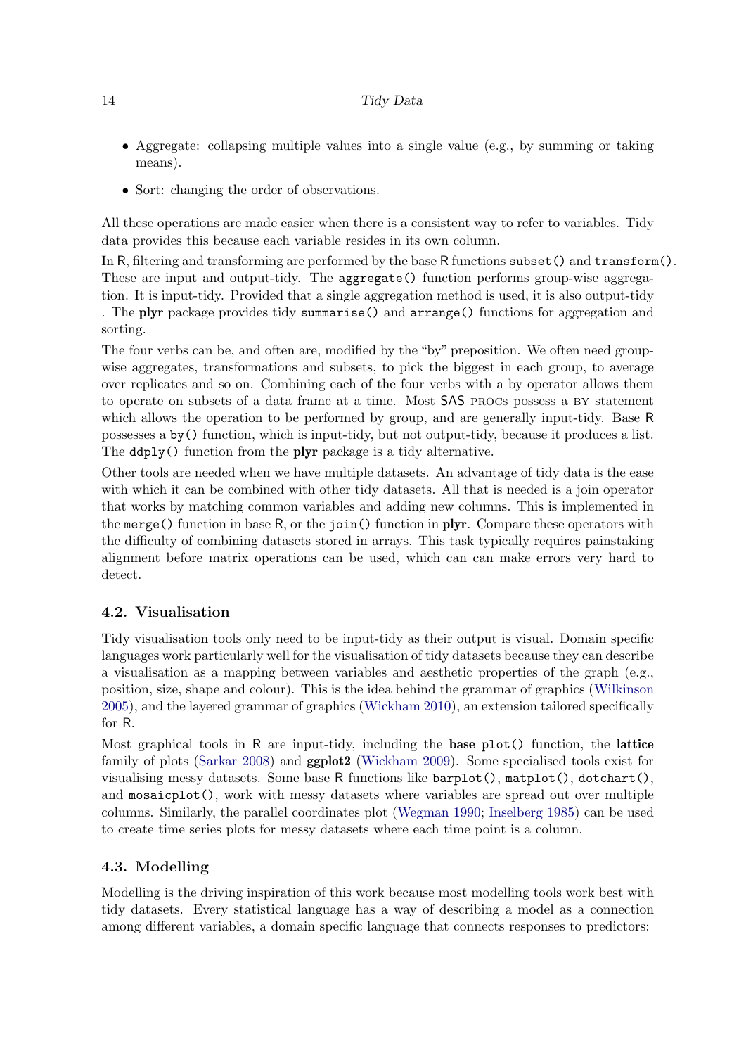- Aggregate: collapsing multiple values into a single value (e.g., by summing or taking means).
- Sort: changing the order of observations.

All these operations are made easier when there is a consistent way to refer to variables. Tidy data provides this because each variable resides in its own column.

In R, filtering and transforming are performed by the base R functions `subset()` and `transform()`. These are input and output-tidy. The `aggregate()` function performs group-wise aggregation. It is input-tidy. Provided that a single aggregation method is used, it is also output-tidy . The **plyr** package provides tidy `summarise()` and `arrange()` functions for aggregation and sorting.

The four verbs can be, and often are, modified by the "by" preposition. We often need group-wise aggregates, transformations and subsets, to pick the biggest in each group, to average over replicates and so on. Combining each of the four verbs with a by operator allows them to operate on subsets of a data frame at a time. Most SAS PROCs possess a BY statement which allows the operation to be performed by group, and are generally input-tidy. Base R possesses a `by()` function, which is input-tidy, but not output-tidy, because it produces a list. The `ddply()` function from the **plyr** package is a tidy alternative.

Other tools are needed when we have multiple datasets. An advantage of tidy data is the ease with which it can be combined with other tidy datasets. All that is needed is a join operator that works by matching common variables and adding new columns. This is implemented in the `merge()` function in base R, or the `join()` function in **plyr**. Compare these operators with the difficulty of combining datasets stored in arrays. This task typically requires painstaking alignment before matrix operations can be used, which can can make errors very hard to detect.

## 4.2. Visualisation

Tidy visualisation tools only need to be input-tidy as their output is visual. Domain specific languages work particularly well for the visualisation of tidy datasets because they can describe a visualisation as a mapping between variables and aesthetic properties of the graph (e.g., position, size, shape and colour). This is the idea behind the grammar of graphics (Wilkinson 2005), and the layered grammar of graphics (Wickham 2010), an extension tailored specifically for R.

Most graphical tools in R are input-tidy, including the **base** `plot()` function, the **lattice** family of plots (Sarkar 2008) and **ggplot2** (Wickham 2009). Some specialised tools exist for visualising messy datasets. Some base R functions like `barplot()`, `matplot()`, `dotchart()`, and `mosaicplot()`, work with messy datasets where variables are spread out over multiple columns. Similarly, the parallel coordinates plot (Wegman 1990; Inselberg 1985) can be used to create time series plots for messy datasets where each time point is a column.

## 4.3. Modelling

Modelling is the driving inspiration of this work because most modelling tools work best with tidy datasets. Every statistical language has a way of describing a model as a connection among different variables, a domain specific language that connects responses to predictors: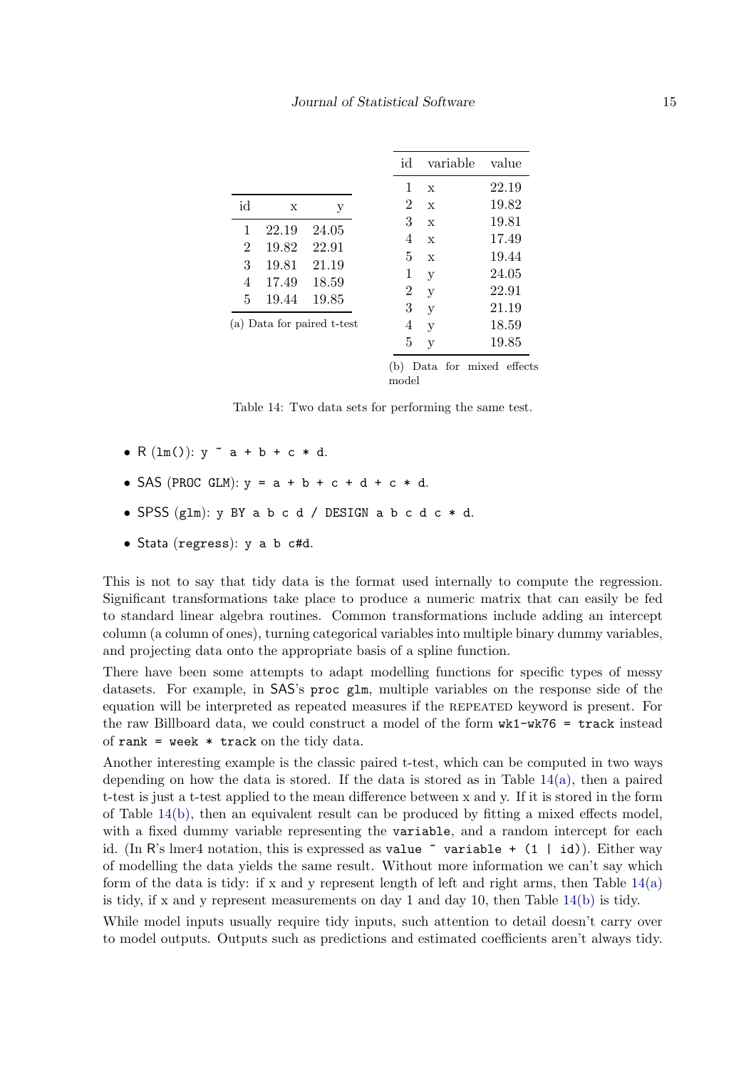| id | x | y |
|---|---|---|
| 1 | 22.19 | 24.05 |
| 2 | 19.82 | 22.91 |
| 3 | 19.81 | 21.19 |
| 4 | 17.49 | 18.59 |
| 5 | 19.44 | 19.85 |

(a) Data for paired t-test

| id | variable | value |
|---|---|---|
| 1 | x | 22.19 |
| 2 | x | 19.82 |
| 3 | x | 19.81 |
| 4 | x | 17.49 |
| 5 | x | 19.44 |
| 1 | y | 24.05 |
| 2 | y | 22.91 |
| 3 | y | 21.19 |
| 4 | y | 18.59 |
| 5 | y | 19.85 |

(b) Data for mixed effects model

Table 14: Two data sets for performing the same test.

- R (`lm()`): `y ~ a + b + c * d`.
- SAS (`PROC GLM`): `y = a + b + c + d + c * d`.
- SPSS (`glm`): `y BY a b c d / DESIGN a b c d c * d`.
- Stata (`regress`): `y a b c#d`.

This is not to say that tidy data is the format used internally to compute the regression. Significant transformations take place to produce a numeric matrix that can easily be fed to standard linear algebra routines. Common transformations include adding an intercept column (a column of ones), turning categorical variables into multiple binary dummy variables, and projecting data onto the appropriate basis of a spline function.

There have been some attempts to adapt modelling functions for specific types of messy datasets. For example, in SAS's `proc glm`, multiple variables on the response side of the equation will be interpreted as repeated measures if the REPEATED keyword is present. For the raw Billboard data, we could construct a model of the form `wk1-wk76 = track` instead of `rank = week * track` on the tidy data.

Another interesting example is the classic paired t-test, which can be computed in two ways depending on how the data is stored. If the data is stored as in Table 14(a), then a paired t-test is just a t-test applied to the mean difference between x and y. If it is stored in the form of Table 14(b), then an equivalent result can be produced by fitting a mixed effects model, with a fixed dummy variable representing the `variable`, and a random intercept for each id. (In R's lmer4 notation, this is expressed as `value ~ variable + (1 | id)`). Either way of modelling the data yields the same result. Without more information we can't say which form of the data is tidy: if x and y represent length of left and right arms, then Table 14(a) is tidy, if x and y represent measurements on day 1 and day 10, then Table 14(b) is tidy.

While model inputs usually require tidy inputs, such attention to detail doesn't carry over to model outputs. Outputs such as predictions and estimated coefficients aren't always tidy.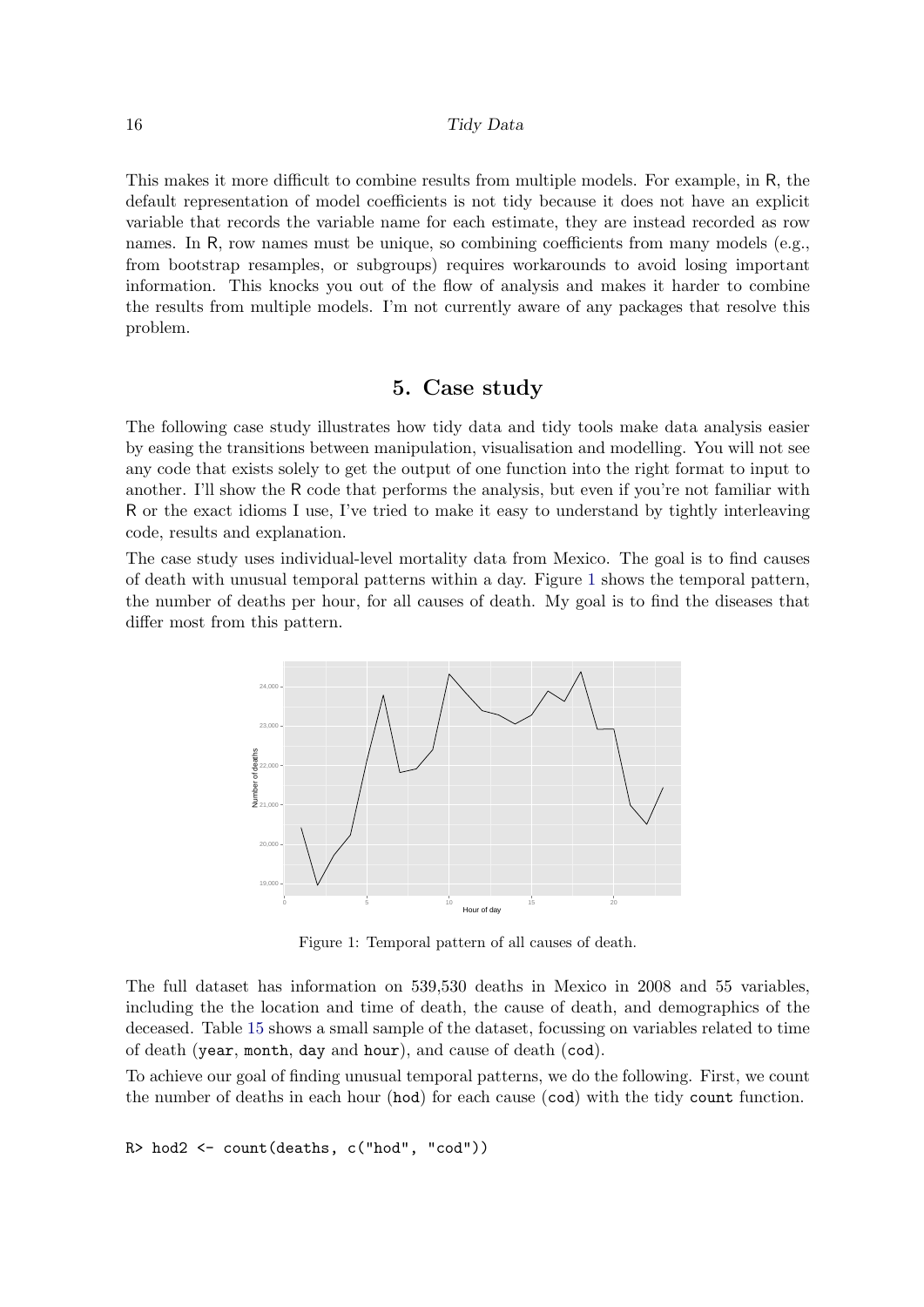This makes it more difficult to combine results from multiple models. For example, in R, the default representation of model coefficients is not tidy because it does not have an explicit variable that records the variable name for each estimate, they are instead recorded as row names. In R, row names must be unique, so combining coefficients from many models (e.g., from bootstrap resamples, or subgroups) requires workarounds to avoid losing important information. This knocks you out of the flow of analysis and makes it harder to combine the results from multiple models. I'm not currently aware of any packages that resolve this problem.

## 5. Case study

The following case study illustrates how tidy data and tidy tools make data analysis easier by easing the transitions between manipulation, visualisation and modelling. You will not see any code that exists solely to get the output of one function into the right format to input to another. I'll show the R code that performs the analysis, but even if you're not familiar with R or the exact idioms I use, I've tried to make it easy to understand by tightly interleaving code, results and explanation.

The case study uses individual-level mortality data from Mexico. The goal is to find causes of death with unusual temporal patterns within a day. Figure 1 shows the temporal pattern, the number of deaths per hour, for all causes of death. My goal is to find the diseases that differ most from this pattern.

Figure 1: Temporal pattern of all causes of death.

The full dataset has information on 539,530 deaths in Mexico in 2008 and 55 variables, including the the location and time of death, the cause of death, and demographics of the deceased. Table 15 shows a small sample of the dataset, focussing on variables related to time of death (`year`, `month`, `day` and `hour`), and cause of death (`cod`).

To achieve our goal of finding unusual temporal patterns, we do the following. First, we count the number of deaths in each hour (`hod`) for each cause (`cod`) with the tidy `count` function.

```
R> hod2 <- count(deaths, c("hod", "cod"))
```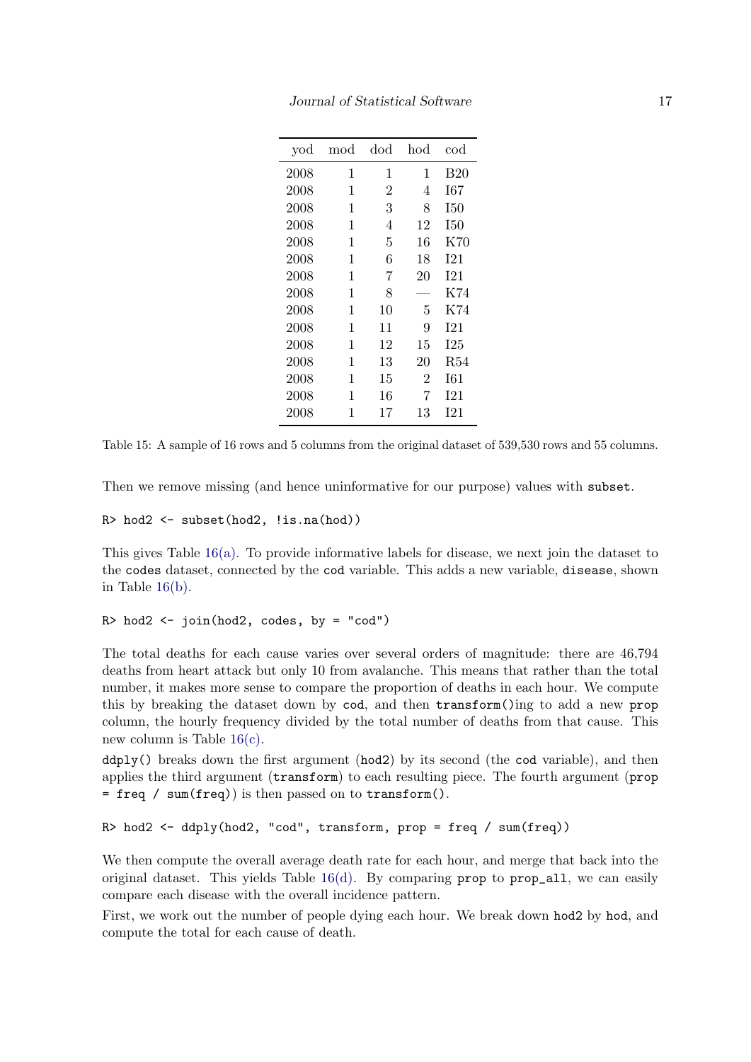| yod | mod | dod | hod | cod |
|---|---|---|---|---|
| 2008 | 1 | 1 | 1 | B20 |
| 2008 | 1 | 2 | 4 | I67 |
| 2008 | 1 | 3 | 8 | I50 |
| 2008 | 1 | 4 | 12 | I50 |
| 2008 | 1 | 5 | 16 | K70 |
| 2008 | 1 | 6 | 18 | I21 |
| 2008 | 1 | 7 | 20 | I21 |
| 2008 | 1 | 8 | — | K74 |
| 2008 | 1 | 10 | 5 | K74 |
| 2008 | 1 | 11 | 9 | I21 |
| 2008 | 1 | 12 | 15 | I25 |
| 2008 | 1 | 13 | 20 | R54 |
| 2008 | 1 | 15 | 2 | I61 |
| 2008 | 1 | 16 | 7 | I21 |
| 2008 | 1 | 17 | 13 | I21 |

Table 15: A sample of 16 rows and 5 columns from the original dataset of 539,530 rows and 55 columns.

Then we remove missing (and hence uninformative for our purpose) values with `subset`.

```
R> hod2 <- subset(hod2, !is.na(hod))
```

This gives Table 16(a). To provide informative labels for disease, we next join the dataset to the `codes` dataset, connected by the `cod` variable. This adds a new variable, `disease`, shown in Table 16(b).

```
R> hod2 <- join(hod2, codes, by = "cod")
```

The total deaths for each cause varies over several orders of magnitude: there are 46,794 deaths from heart attack but only 10 from avalanche. This means that rather than the total number, it makes more sense to compare the proportion of deaths in each hour. We compute this by breaking the dataset down by `cod`, and then `transform()`ing to add a new `prop` column, the hourly frequency divided by the total number of deaths from that cause. This new column is Table 16(c).

`ddply()` breaks down the first argument (`hod2`) by its second (the `cod` variable), and then applies the third argument (`transform`) to each resulting piece. The fourth argument (`prop = freq / sum(freq)`) is then passed on to `transform()`.

```
R> hod2 <- ddply(hod2, "cod", transform, prop = freq / sum(freq))
```

We then compute the overall average death rate for each hour, and merge that back into the original dataset. This yields Table 16(d). By comparing `prop` to `prop_all`, we can easily compare each disease with the overall incidence pattern.

First, we work out the number of people dying each hour. We break down `hod2` by `hod`, and compute the total for each cause of death.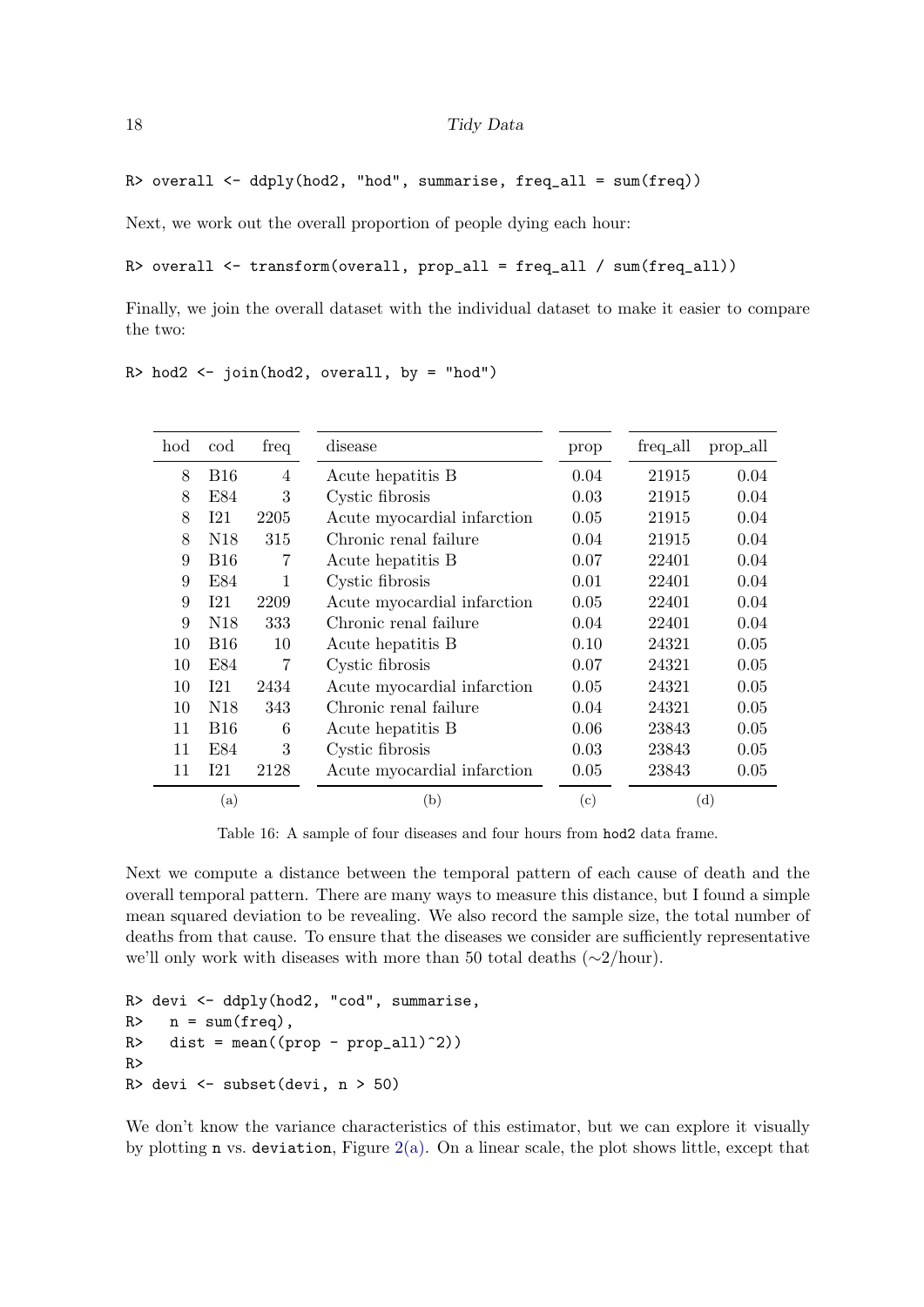```
R> overall <- ddply(hod2, "hod", summarise, freq_all = sum(freq))
```

Next, we work out the overall proportion of people dying each hour:

```
R> overall <- transform(overall, prop_all = freq_all / sum(freq_all))
```

Finally, we join the overall dataset with the individual dataset to make it easier to compare the two:

```
R> hod2 <- join(hod2, overall, by = "hod")
```

| hod | cod | freq | disease | prop | freq_all | prop_all |
|---|---|---|---|---|---|---|
| 8 | B16 | 4 | Acute hepatitis B | 0.04 | 21915 | 0.04 |
| 8 | E84 | 3 | Cystic fibrosis | 0.03 | 21915 | 0.04 |
| 8 | I21 | 2205 | Acute myocardial infarction | 0.05 | 21915 | 0.04 |
| 8 | N18 | 315 | Chronic renal failure | 0.04 | 21915 | 0.04 |
| 9 | B16 | 7 | Acute hepatitis B | 0.07 | 22401 | 0.04 |
| 9 | E84 | 1 | Cystic fibrosis | 0.01 | 22401 | 0.04 |
| 9 | I21 | 2209 | Acute myocardial infarction | 0.05 | 22401 | 0.04 |
| 9 | N18 | 333 | Chronic renal failure | 0.04 | 22401 | 0.04 |
| 10 | B16 | 10 | Acute hepatitis B | 0.10 | 24321 | 0.05 |
| 10 | E84 | 7 | Cystic fibrosis | 0.07 | 24321 | 0.05 |
| 10 | I21 | 2434 | Acute myocardial infarction | 0.05 | 24321 | 0.05 |
| 10 | N18 | 343 | Chronic renal failure | 0.04 | 24321 | 0.05 |
| 11 | B16 | 6 | Acute hepatitis B | 0.06 | 23843 | 0.05 |
| 11 | E84 | 3 | Cystic fibrosis | 0.03 | 23843 | 0.05 |
| 11 | I21 | 2128 | Acute myocardial infarction | 0.05 | 23843 | 0.05 |
| (a) | | | (b) | (c) | (d) | |

Table 16: A sample of four diseases and four hours from hod2 data frame.

Next we compute a distance between the temporal pattern of each cause of death and the overall temporal pattern. There are many ways to measure this distance, but I found a simple mean squared deviation to be revealing. We also record the sample size, the total number of deaths from that cause. To ensure that the diseases we consider are sufficiently representative we'll only work with diseases with more than 50 total deaths ($\sim$2/hour).

```
R> devi <- ddply(hod2, "cod", summarise,
R>   n = sum(freq),
R>   dist = mean((prop - prop_all)^2))
R>
R> devi <- subset(devi, n > 50)
```

We don't know the variance characteristics of this estimator, but we can explore it visually by plotting n vs. deviation, Figure 2(a). On a linear scale, the plot shows little, except that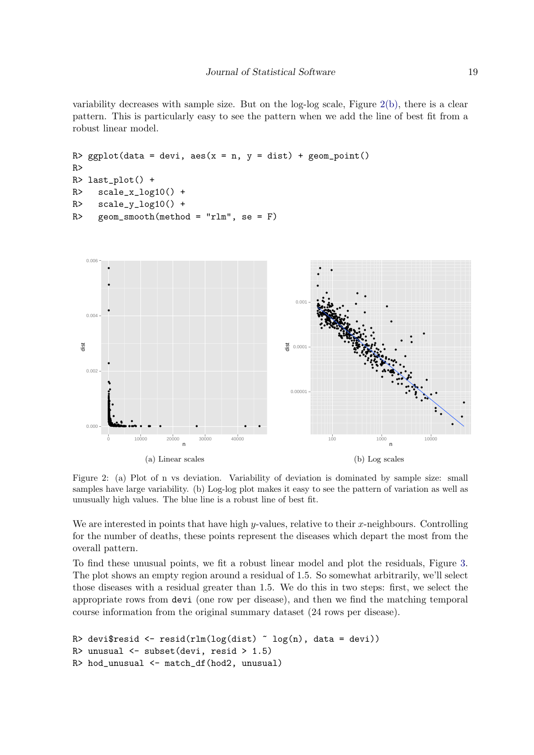variability decreases with sample size. But on the log-log scale, Figure 2(b), there is a clear pattern. This is particularly easy to see the pattern when we add the line of best fit from a robust linear model.

```
R> ggplot(data = devi, aes(x = n, y = dist) + geom_point()
R>
R> last_plot() +
R>   scale_x_log10() +
R>   scale_y_log10() +
R>   geom_smooth(method = "rlm", se = F)
```

(a) Linear scales

(b) Log scales

Figure 2: (a) Plot of n vs deviation. Variability of deviation is dominated by sample size: small samples have large variability. (b) Log-log plot makes it easy to see the pattern of variation as well as unusually high values. The blue line is a robust line of best fit.

We are interested in points that have high $y$-values, relative to their $x$-neighbours. Controlling for the number of deaths, these points represent the diseases which depart the most from the overall pattern.

To find these unusual points, we fit a robust linear model and plot the residuals, Figure 3. The plot shows an empty region around a residual of 1.5. So somewhat arbitrarily, we'll select those diseases with a residual greater than 1.5. We do this in two steps: first, we select the appropriate rows from `devi` (one row per disease), and then we find the matching temporal course information from the original summary dataset (24 rows per disease).

```
R> devi$resid <- resid(rlm(log(dist) ~ log(n), data = devi))
R> unusual <- subset(devi, resid > 1.5)
R> hod_unusual <- match_df(hod2, unusual)
```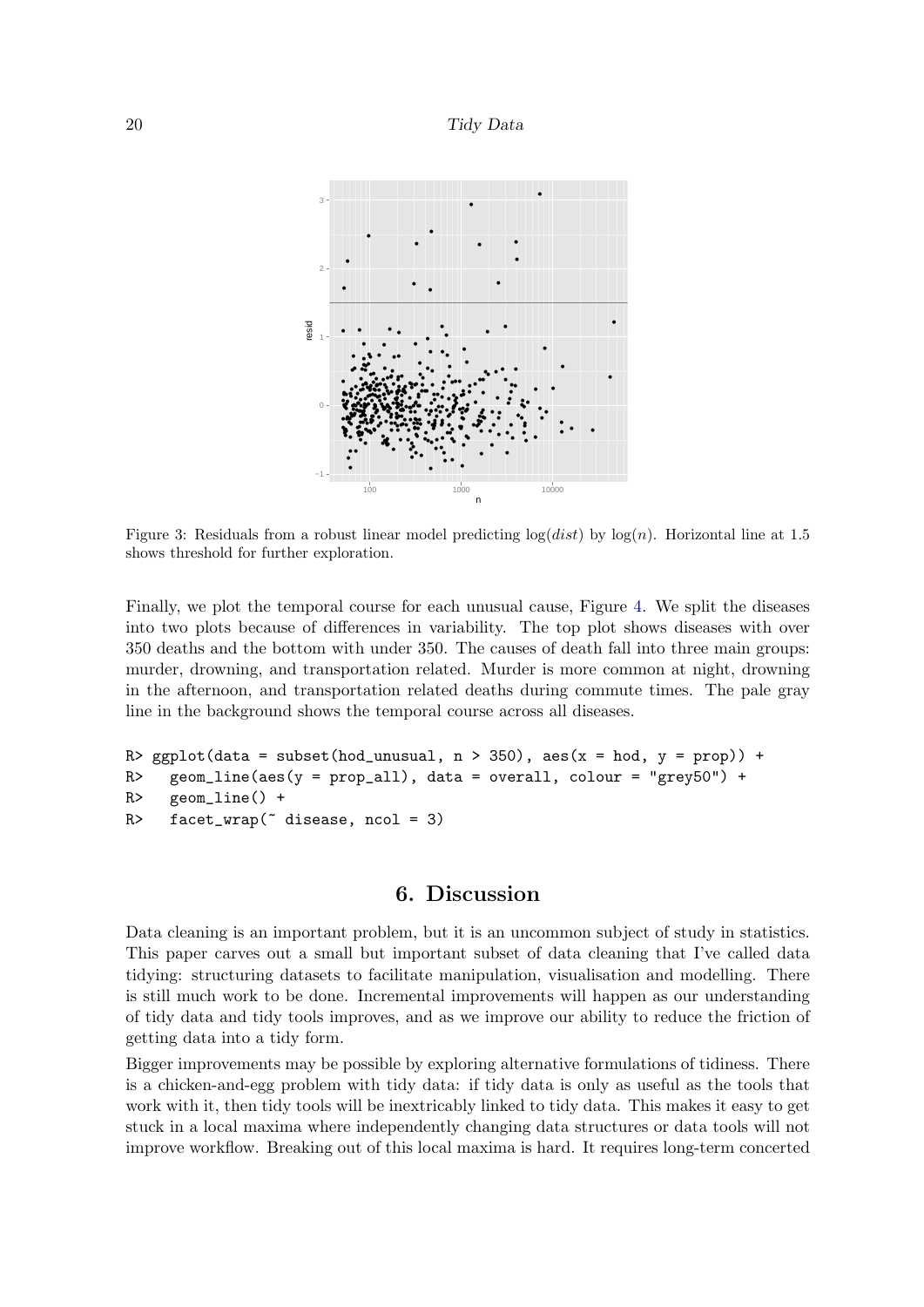Figure 3: Residuals from a robust linear model predicting $\log(dist)$ by $\log(n)$. Horizontal line at 1.5 shows threshold for further exploration.

Finally, we plot the temporal course for each unusual cause, Figure 4. We split the diseases into two plots because of differences in variability. The top plot shows diseases with over 350 deaths and the bottom with under 350. The causes of death fall into three main groups: murder, drowning, and transportation related. Murder is more common at night, drowning in the afternoon, and transportation related deaths during commute times. The pale gray line in the background shows the temporal course across all diseases.

```
R> ggplot(data = subset(hod_unusual, n > 350), aes(x = hod, y = prop)) +
R>   geom_line(aes(y = prop_all), data = overall, colour = "grey50") +
R>   geom_line() +
R>   facet_wrap(~ disease, ncol = 3)
```

## 6. Discussion

Data cleaning is an important problem, but it is an uncommon subject of study in statistics. This paper carves out a small but important subset of data cleaning that I've called data tidying: structuring datasets to facilitate manipulation, visualisation and modelling. There is still much work to be done. Incremental improvements will happen as our understanding of tidy data and tidy tools improves, and as we improve our ability to reduce the friction of getting data into a tidy form.

Bigger improvements may be possible by exploring alternative formulations of tidiness. There is a chicken-and-egg problem with tidy data: if tidy data is only as useful as the tools that work with it, then tidy tools will be inextricably linked to tidy data. This makes it easy to get stuck in a local maxima where independently changing data structures or data tools will not improve workflow. Breaking out of this local maxima is hard. It requires long-term concerted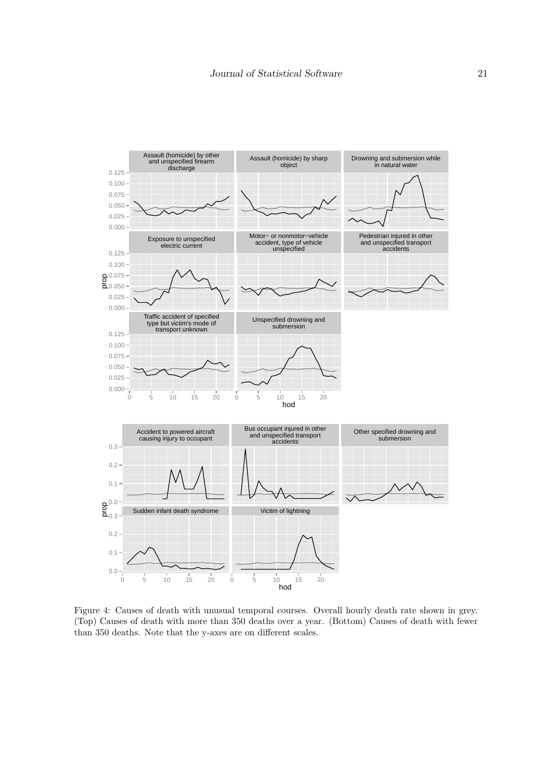Figure 4: Causes of death with unusual temporal courses. Overall hourly death rate shown in grey. (Top) Causes of death with more than 350 deaths over a year. (Bottom) Causes of death with fewer than 350 deaths. Note that the y-axes are on different scales.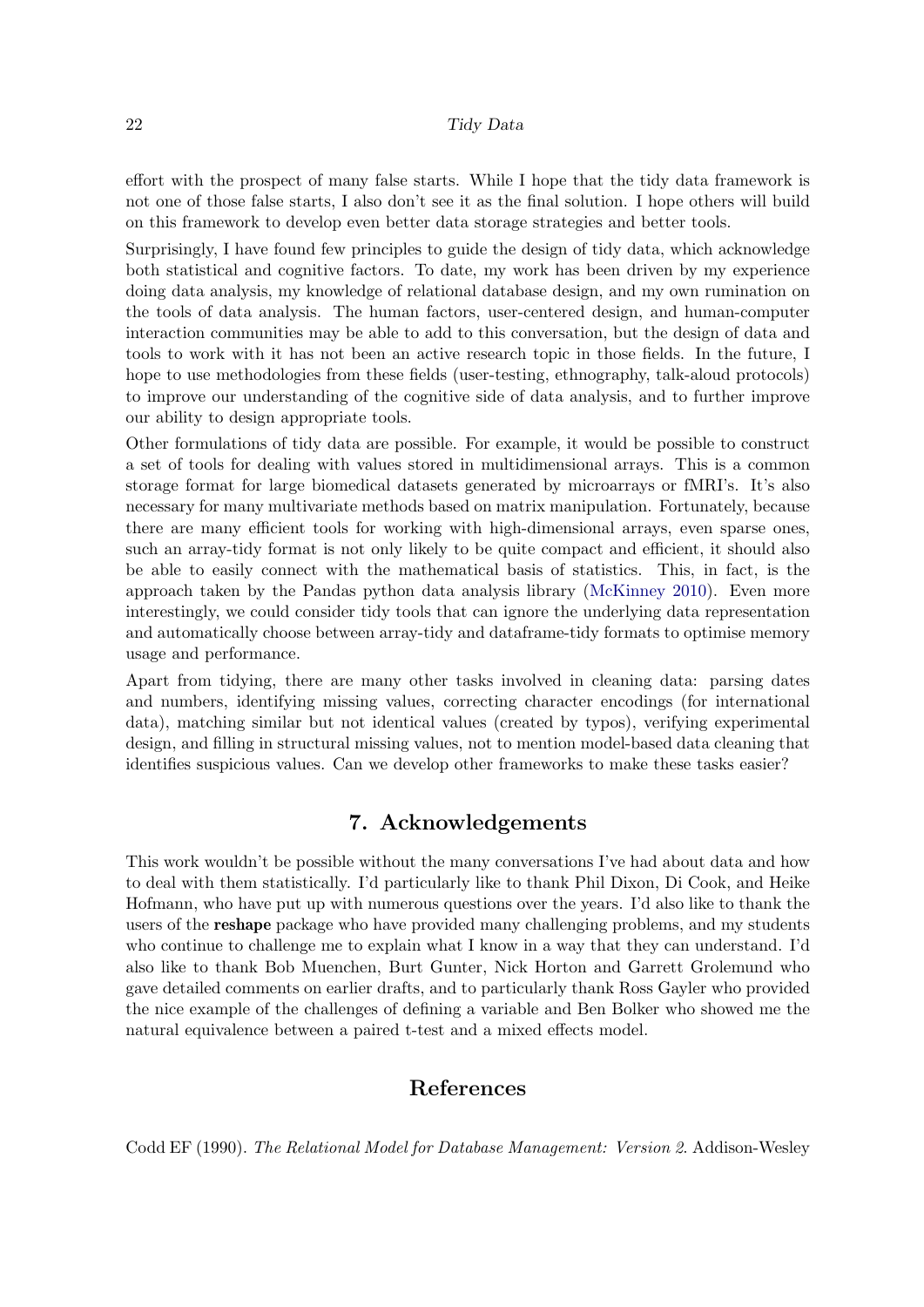effort with the prospect of many false starts. While I hope that the tidy data framework is not one of those false starts, I also don't see it as the final solution. I hope others will build on this framework to develop even better data storage strategies and better tools.

Surprisingly, I have found few principles to guide the design of tidy data, which acknowledge both statistical and cognitive factors. To date, my work has been driven by my experience doing data analysis, my knowledge of relational database design, and my own rumination on the tools of data analysis. The human factors, user-centered design, and human-computer interaction communities may be able to add to this conversation, but the design of data and tools to work with it has not been an active research topic in those fields. In the future, I hope to use methodologies from these fields (user-testing, ethnography, talk-aloud protocols) to improve our understanding of the cognitive side of data analysis, and to further improve our ability to design appropriate tools.

Other formulations of tidy data are possible. For example, it would be possible to construct a set of tools for dealing with values stored in multidimensional arrays. This is a common storage format for large biomedical datasets generated by microarrays or fMRI's. It's also necessary for many multivariate methods based on matrix manipulation. Fortunately, because there are many efficient tools for working with high-dimensional arrays, even sparse ones, such an array-tidy format is not only likely to be quite compact and efficient, it should also be able to easily connect with the mathematical basis of statistics. This, in fact, is the approach taken by the Pandas python data analysis library (McKinney 2010). Even more interestingly, we could consider tidy tools that can ignore the underlying data representation and automatically choose between array-tidy and dataframe-tidy formats to optimise memory usage and performance.

Apart from tidying, there are many other tasks involved in cleaning data: parsing dates and numbers, identifying missing values, correcting character encodings (for international data), matching similar but not identical values (created by typos), verifying experimental design, and filling in structural missing values, not to mention model-based data cleaning that identifies suspicious values. Can we develop other frameworks to make these tasks easier?

## 7. Acknowledgements

This work wouldn't be possible without the many conversations I've had about data and how to deal with them statistically. I'd particularly like to thank Phil Dixon, Di Cook, and Heike Hofmann, who have put up with numerous questions over the years. I'd also like to thank the users of the **reshape** package who have provided many challenging problems, and my students who continue to challenge me to explain what I know in a way that they can understand. I'd also like to thank Bob Muenchen, Burt Gunter, Nick Horton and Garrett Grolemund who gave detailed comments on earlier drafts, and to particularly thank Ross Gayler who provided the nice example of the challenges of defining a variable and Ben Bolker who showed me the natural equivalence between a paired t-test and a mixed effects model.

## References

Codd EF (1990). *The Relational Model for Database Management: Version 2*. Addison-Wesley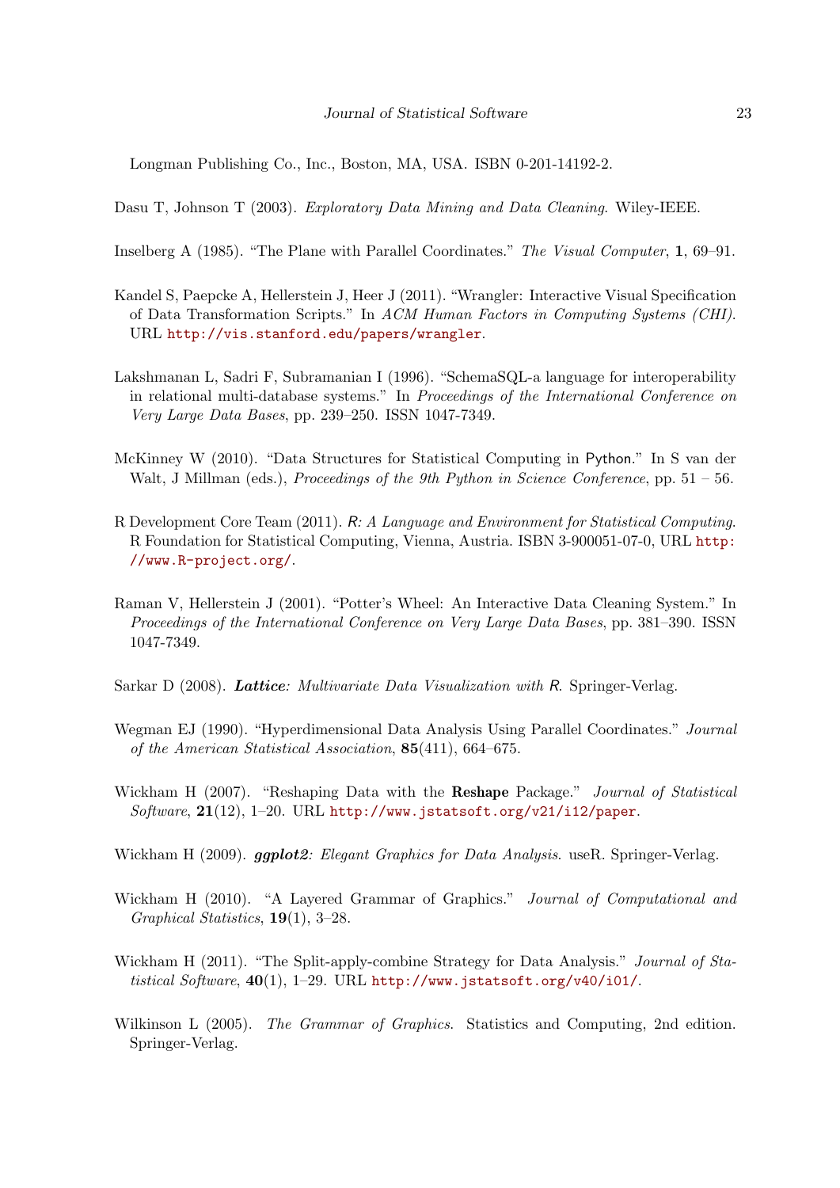Longman Publishing Co., Inc., Boston, MA, USA. ISBN 0-201-14192-2.

Dasu T, Johnson T (2003). *Exploratory Data Mining and Data Cleaning*. Wiley-IEEE.

Inselberg A (1985). "The Plane with Parallel Coordinates." *The Visual Computer*, **1**, 69–91.

Kandel S, Paepcke A, Hellerstein J, Heer J (2011). "Wrangler: Interactive Visual Specification of Data Transformation Scripts." In *ACM Human Factors in Computing Systems (CHI)*. URL http://vis.stanford.edu/papers/wrangler.

Lakshmanan L, Sadri F, Subramanian I (1996). "SchemaSQL-a language for interoperability in relational multi-database systems." In *Proceedings of the International Conference on Very Large Data Bases*, pp. 239–250. ISSN 1047-7349.

McKinney W (2010). "Data Structures for Statistical Computing in Python." In S van der Walt, J Millman (eds.), *Proceedings of the 9th Python in Science Conference*, pp. 51 – 56.

R Development Core Team (2011). *R: A Language and Environment for Statistical Computing*. R Foundation for Statistical Computing, Vienna, Austria. ISBN 3-900051-07-0, URL http://www.R-project.org/.

Raman V, Hellerstein J (2001). "Potter's Wheel: An Interactive Data Cleaning System." In *Proceedings of the International Conference on Very Large Data Bases*, pp. 381–390. ISSN 1047-7349.

Sarkar D (2008). ***Lattice**: Multivariate Data Visualization with R*. Springer-Verlag.

Wegman EJ (1990). "Hyperdimensional Data Analysis Using Parallel Coordinates." *Journal of the American Statistical Association*, **85**(411), 664–675.

Wickham H (2007). "Reshaping Data with the **Reshape** Package." *Journal of Statistical Software*, **21**(12), 1–20. URL http://www.jstatsoft.org/v21/i12/paper.

Wickham H (2009). ***ggplot2**: Elegant Graphics for Data Analysis*. useR. Springer-Verlag.

Wickham H (2010). "A Layered Grammar of Graphics." *Journal of Computational and Graphical Statistics*, **19**(1), 3–28.

Wickham H (2011). "The Split-apply-combine Strategy for Data Analysis." *Journal of Statistical Software*, **40**(1), 1–29. URL http://www.jstatsoft.org/v40/i01/.

Wilkinson L (2005). *The Grammar of Graphics*. Statistics and Computing, 2nd edition. Springer-Verlag.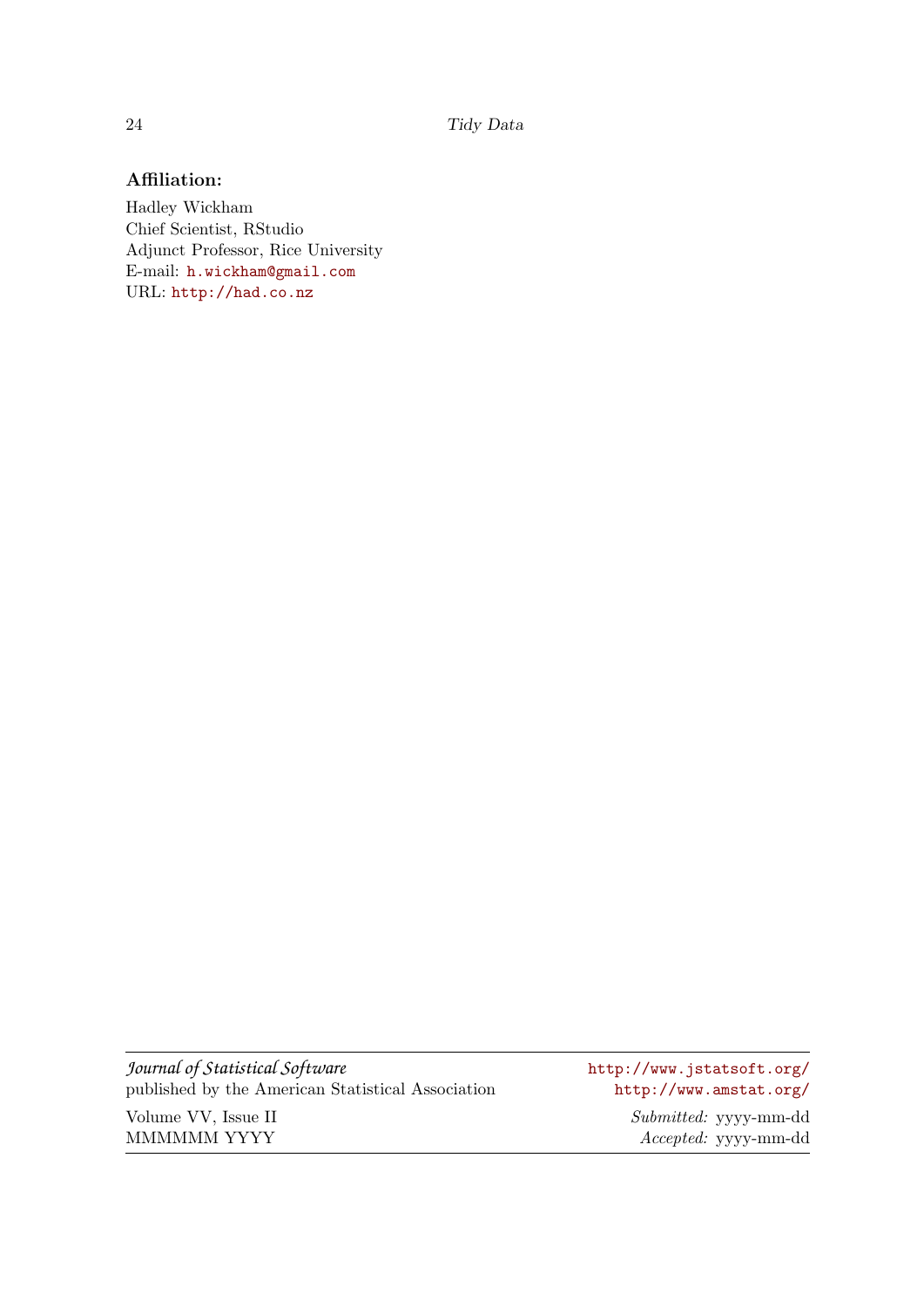**Affiliation:**

Hadley Wickham
Chief Scientist, RStudio
Adjunct Professor, Rice University
E-mail: h.wickham@gmail.com
URL: http://had.co.nz

*Journal of Statistical Software* http://www.jstatsoft.org/
published by the American Statistical Association http://www.amstat.org/
Volume VV, Issue II *Submitted:* yyyy-mm-dd
MMMMMM YYYY *Accepted:* yyyy-mm-dd